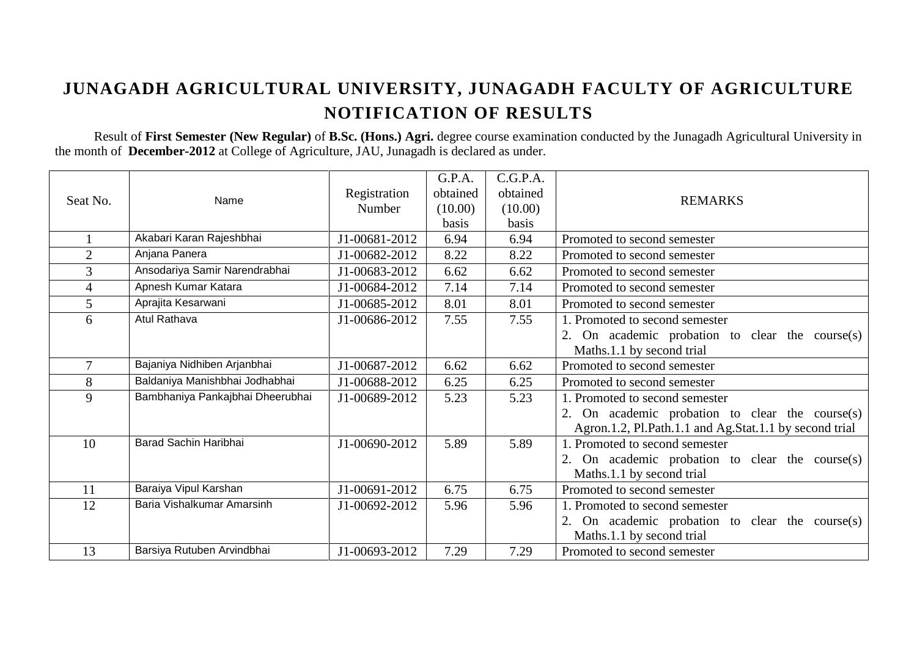# JUNAGADH AGRICULTURAL UNIVERSITY, JUNAGADH FACULTY OF AGRICULTURE

## NOTIFICATION OF RESULTS

Result of **First Semester (New Regular)** of **B.Sc. (Hons.) Agri.** degree course examination conducted by the Junagadh Agricultural University in the month of **December-2012** at College of Agriculture, JAU, Junagadh is declared as under.

| Seat No. | Name | Registration Number | G.P.A. obtained (10.00) basis | C.G.P.A. obtained (10.00) basis | REMARKS |
|---|---|---|---|---|---|
| 1 | Akabari Karan Rajeshbhai | J1-00681-2012 | 6.94 | 6.94 | Promoted to second semester |
| 2 | Anjana Panera | J1-00682-2012 | 8.22 | 8.22 | Promoted to second semester |
| 3 | Ansodariya Samir Narendrabhai | J1-00683-2012 | 6.62 | 6.62 | Promoted to second semester |
| 4 | Apnesh Kumar Katara | J1-00684-2012 | 7.14 | 7.14 | Promoted to second semester |
| 5 | Aprajita Kesarwani | J1-00685-2012 | 8.01 | 8.01 | Promoted to second semester |
| 6 | Atul Rathava | J1-00686-2012 | 7.55 | 7.55 | 1. Promoted to second semester 2. On academic probation to clear the course(s) Maths.1.1 by second trial |
| 7 | Bajaniya Nidhiben Arjanbhai | J1-00687-2012 | 6.62 | 6.62 | Promoted to second semester |
| 8 | Baldaniya Manishbhai Jodhabhai | J1-00688-2012 | 6.25 | 6.25 | Promoted to second semester |
| 9 | Bambhaniya Pankajbhai Dheerubhai | J1-00689-2012 | 5.23 | 5.23 | 1. Promoted to second semester 2. On academic probation to clear the course(s) Agron.1.2, Pl.Path.1.1 and Ag.Stat.1.1 by second trial |
| 10 | Barad Sachin Haribhai | J1-00690-2012 | 5.89 | 5.89 | 1. Promoted to second semester 2. On academic probation to clear the course(s) Maths.1.1 by second trial |
| 11 | Baraiya Vipul Karshan | J1-00691-2012 | 6.75 | 6.75 | Promoted to second semester |
| 12 | Baria Vishalkumar Amarsinh | J1-00692-2012 | 5.96 | 5.96 | 1. Promoted to second semester 2. On academic probation to clear the course(s) Maths.1.1 by second trial |
| 13 | Barsiya Rutuben Arvindbhai | J1-00693-2012 | 7.29 | 7.29 | Promoted to second semester |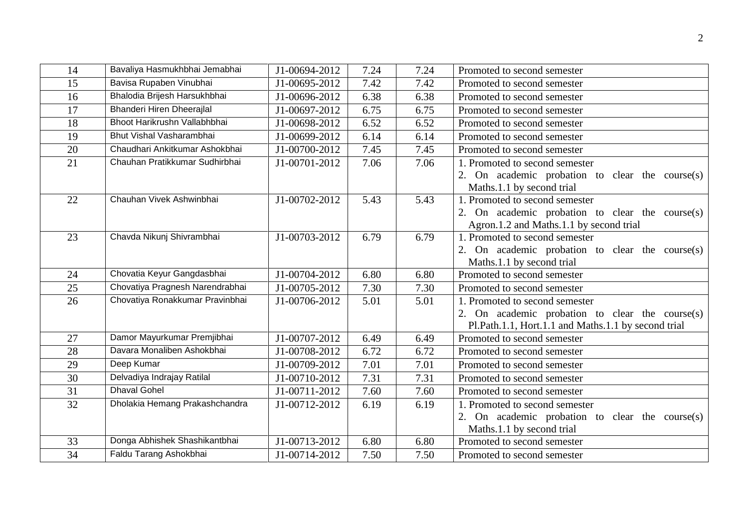| 14 | Bavaliya Hasmukhbhai Jemabhai | J1-00694-2012 | 7.24 | 7.24 | Promoted to second semester |
|---|---|---|---|---|---|
| 15 | Bavisa Rupaben Vinubhai | J1-00695-2012 | 7.42 | 7.42 | Promoted to second semester |
| 16 | Bhalodia Brijesh Harsukhbhai | J1-00696-2012 | 6.38 | 6.38 | Promoted to second semester |
| 17 | Bhanderi Hiren Dheerajlal | J1-00697-2012 | 6.75 | 6.75 | Promoted to second semester |
| 18 | Bhoot Harikrushn Vallabhbhai | J1-00698-2012 | 6.52 | 6.52 | Promoted to second semester |
| 19 | Bhut Vishal Vasharambhai | J1-00699-2012 | 6.14 | 6.14 | Promoted to second semester |
| 20 | Chaudhari Ankitkumar Ashokbhai | J1-00700-2012 | 7.45 | 7.45 | Promoted to second semester |
| 21 | Chauhan Pratikkumar Sudhirbhai | J1-00701-2012 | 7.06 | 7.06 | 1. Promoted to second semester<br>2. On academic probation to clear the course(s) Maths.1.1 by second trial |
| 22 | Chauhan Vivek Ashwinbhai | J1-00702-2012 | 5.43 | 5.43 | 1. Promoted to second semester<br>2. On academic probation to clear the course(s) Agron.1.2 and Maths.1.1 by second trial |
| 23 | Chavda Nikunj Shivrambhai | J1-00703-2012 | 6.79 | 6.79 | 1. Promoted to second semester<br>2. On academic probation to clear the course(s) Maths.1.1 by second trial |
| 24 | Chovatia Keyur Gangdasbhai | J1-00704-2012 | 6.80 | 6.80 | Promoted to second semester |
| 25 | Chovatiya Pragnesh Narendrabhai | J1-00705-2012 | 7.30 | 7.30 | Promoted to second semester |
| 26 | Chovatiya Ronakkumar Pravinbhai | J1-00706-2012 | 5.01 | 5.01 | 1. Promoted to second semester<br>2. On academic probation to clear the course(s) Pl.Path.1.1, Hort.1.1 and Maths.1.1 by second trial |
| 27 | Damor Mayurkumar Premjibhai | J1-00707-2012 | 6.49 | 6.49 | Promoted to second semester |
| 28 | Davara Monaliben Ashokbhai | J1-00708-2012 | 6.72 | 6.72 | Promoted to second semester |
| 29 | Deep Kumar | J1-00709-2012 | 7.01 | 7.01 | Promoted to second semester |
| 30 | Delvadiya Indrajay Ratilal | J1-00710-2012 | 7.31 | 7.31 | Promoted to second semester |
| 31 | Dhaval Gohel | J1-00711-2012 | 7.60 | 7.60 | Promoted to second semester |
| 32 | Dholakia Hemang Prakashchandra | J1-00712-2012 | 6.19 | 6.19 | 1. Promoted to second semester<br>2. On academic probation to clear the course(s) Maths.1.1 by second trial |
| 33 | Donga Abhishek Shashikantbhai | J1-00713-2012 | 6.80 | 6.80 | Promoted to second semester |
| 34 | Faldu Tarang Ashokbhai | J1-00714-2012 | 7.50 | 7.50 | Promoted to second semester |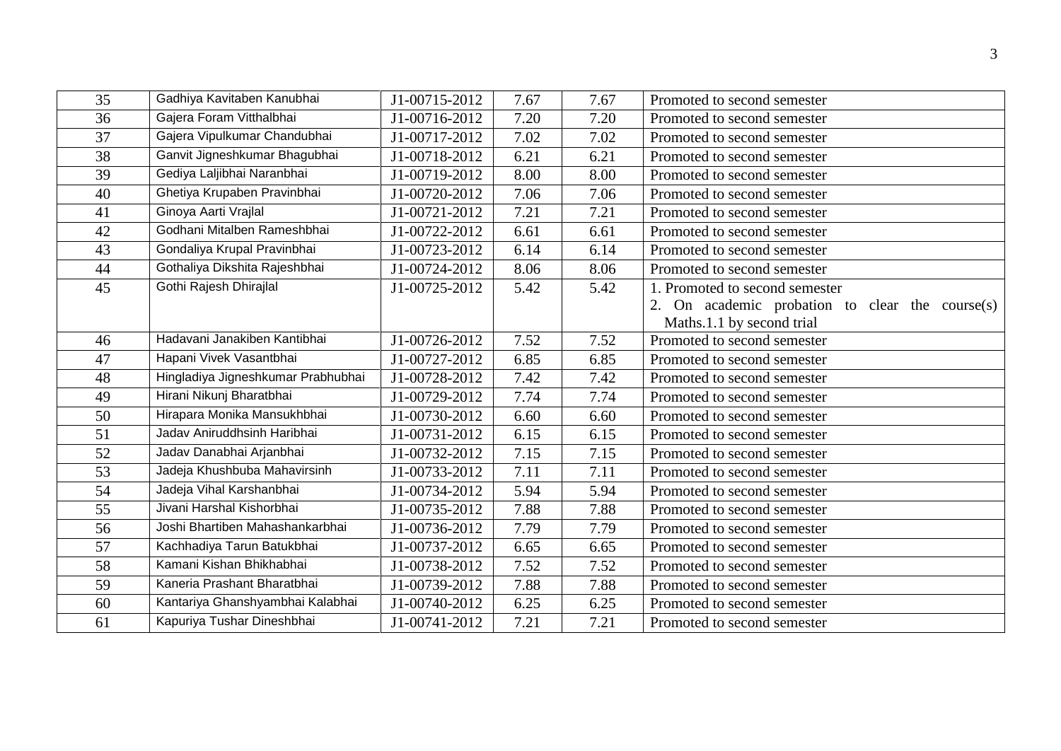| 35 | Gadhiya Kavitaben Kanubhai | J1-00715-2012 | 7.67 | 7.67 | Promoted to second semester |
|---|---|---|---|---|---|
| 36 | Gajera Foram Vitthalbhai | J1-00716-2012 | 7.20 | 7.20 | Promoted to second semester |
| 37 | Gajera Vipulkumar Chandubhai | J1-00717-2012 | 7.02 | 7.02 | Promoted to second semester |
| 38 | Ganvit Jigneshkumar Bhagubhai | J1-00718-2012 | 6.21 | 6.21 | Promoted to second semester |
| 39 | Gediya Laljibhai Naranbhai | J1-00719-2012 | 8.00 | 8.00 | Promoted to second semester |
| 40 | Ghetiya Krupaben Pravinbhai | J1-00720-2012 | 7.06 | 7.06 | Promoted to second semester |
| 41 | Ginoya Aarti Vrajlal | J1-00721-2012 | 7.21 | 7.21 | Promoted to second semester |
| 42 | Godhani Mitalben Rameshbhai | J1-00722-2012 | 6.61 | 6.61 | Promoted to second semester |
| 43 | Gondaliya Krupal Pravinbhai | J1-00723-2012 | 6.14 | 6.14 | Promoted to second semester |
| 44 | Gothaliya Dikshita Rajeshbhai | J1-00724-2012 | 8.06 | 8.06 | Promoted to second semester |
| 45 | Gothi Rajesh Dhirajlal | J1-00725-2012 | 5.42 | 5.42 | 1. Promoted to second semester<br>2. On academic probation to clear the course(s) Maths.1.1 by second trial |
| 46 | Hadavani Janakiben Kantibhai | J1-00726-2012 | 7.52 | 7.52 | Promoted to second semester |
| 47 | Hapani Vivek Vasantbhai | J1-00727-2012 | 6.85 | 6.85 | Promoted to second semester |
| 48 | Hingladiya Jigneshkumar Prabhubhai | J1-00728-2012 | 7.42 | 7.42 | Promoted to second semester |
| 49 | Hirani Nikunj Bharatbhai | J1-00729-2012 | 7.74 | 7.74 | Promoted to second semester |
| 50 | Hirapara Monika Mansukhbhai | J1-00730-2012 | 6.60 | 6.60 | Promoted to second semester |
| 51 | Jadav Aniruddhsinh Haribhai | J1-00731-2012 | 6.15 | 6.15 | Promoted to second semester |
| 52 | Jadav Danabhai Arjanbhai | J1-00732-2012 | 7.15 | 7.15 | Promoted to second semester |
| 53 | Jadeja Khushbuba Mahavirsinh | J1-00733-2012 | 7.11 | 7.11 | Promoted to second semester |
| 54 | Jadeja Vihal Karshanbhai | J1-00734-2012 | 5.94 | 5.94 | Promoted to second semester |
| 55 | Jivani Harshal Kishorbhai | J1-00735-2012 | 7.88 | 7.88 | Promoted to second semester |
| 56 | Joshi Bhartiben Mahashankarbhai | J1-00736-2012 | 7.79 | 7.79 | Promoted to second semester |
| 57 | Kachhadiya Tarun Batukbhai | J1-00737-2012 | 6.65 | 6.65 | Promoted to second semester |
| 58 | Kamani Kishan Bhikhabhai | J1-00738-2012 | 7.52 | 7.52 | Promoted to second semester |
| 59 | Kaneria Prashant Bharatbhai | J1-00739-2012 | 7.88 | 7.88 | Promoted to second semester |
| 60 | Kantariya Ghanshyambhai Kalabhai | J1-00740-2012 | 6.25 | 6.25 | Promoted to second semester |
| 61 | Kapuriya Tushar Dineshbhai | J1-00741-2012 | 7.21 | 7.21 | Promoted to second semester |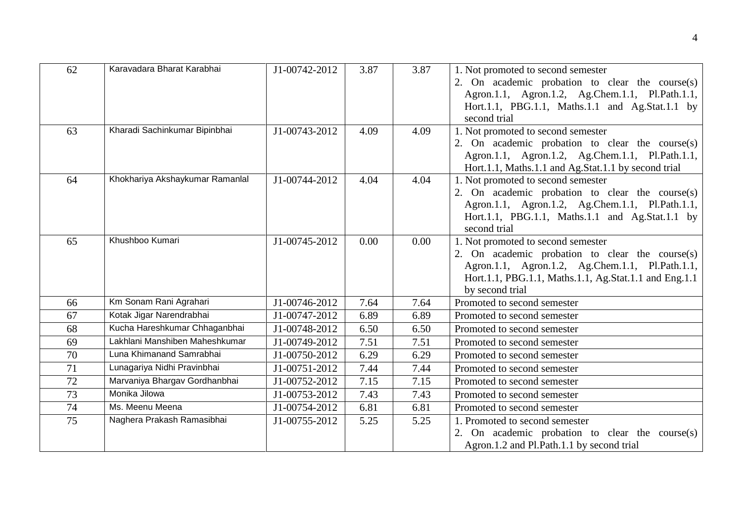| 62 | Karavadara Bharat Karabhai | J1-00742-2012 | 3.87 | 3.87 | 1. Not promoted to second semester<br>2. On academic probation to clear the course(s) Agron.1.1, Agron.1.2, Ag.Chem.1.1, Pl.Path.1.1, Hort.1.1, PBG.1.1, Maths.1.1 and Ag.Stat.1.1 by second trial |
|---|---|---|---|---|---|
| 63 | Kharadi Sachinkumar Bipinbhai | J1-00743-2012 | 4.09 | 4.09 | 1. Not promoted to second semester<br>2. On academic probation to clear the course(s) Agron.1.1, Agron.1.2, Ag.Chem.1.1, Pl.Path.1.1, Hort.1.1, Maths.1.1 and Ag.Stat.1.1 by second trial |
| 64 | Khokhariya Akshaykumar Ramanlal | J1-00744-2012 | 4.04 | 4.04 | 1. Not promoted to second semester<br>2. On academic probation to clear the course(s) Agron.1.1, Agron.1.2, Ag.Chem.1.1, Pl.Path.1.1, Hort.1.1, PBG.1.1, Maths.1.1 and Ag.Stat.1.1 by second trial |
| 65 | Khushboo Kumari | J1-00745-2012 | 0.00 | 0.00 | 1. Not promoted to second semester<br>2. On academic probation to clear the course(s) Agron.1.1, Agron.1.2, Ag.Chem.1.1, Pl.Path.1.1, Hort.1.1, PBG.1.1, Maths.1.1, Ag.Stat.1.1 and Eng.1.1 by second trial |
| 66 | Km Sonam Rani Agrahari | J1-00746-2012 | 7.64 | 7.64 | Promoted to second semester |
| 67 | Kotak Jigar Narendrabhai | J1-00747-2012 | 6.89 | 6.89 | Promoted to second semester |
| 68 | Kucha Hareshkumar Chhaganbhai | J1-00748-2012 | 6.50 | 6.50 | Promoted to second semester |
| 69 | Lakhlani Manshiben Maheshkumar | J1-00749-2012 | 7.51 | 7.51 | Promoted to second semester |
| 70 | Luna Khimanand Samrabhai | J1-00750-2012 | 6.29 | 6.29 | Promoted to second semester |
| 71 | Lunagariya Nidhi Pravinbhai | J1-00751-2012 | 7.44 | 7.44 | Promoted to second semester |
| 72 | Marvaniya Bhargav Gordhanbhai | J1-00752-2012 | 7.15 | 7.15 | Promoted to second semester |
| 73 | Monika Jilowa | J1-00753-2012 | 7.43 | 7.43 | Promoted to second semester |
| 74 | Ms. Meenu Meena | J1-00754-2012 | 6.81 | 6.81 | Promoted to second semester |
| 75 | Naghera Prakash Ramasibhai | J1-00755-2012 | 5.25 | 5.25 | 1. Promoted to second semester<br>2. On academic probation to clear the course(s) Agron.1.2 and Pl.Path.1.1 by second trial |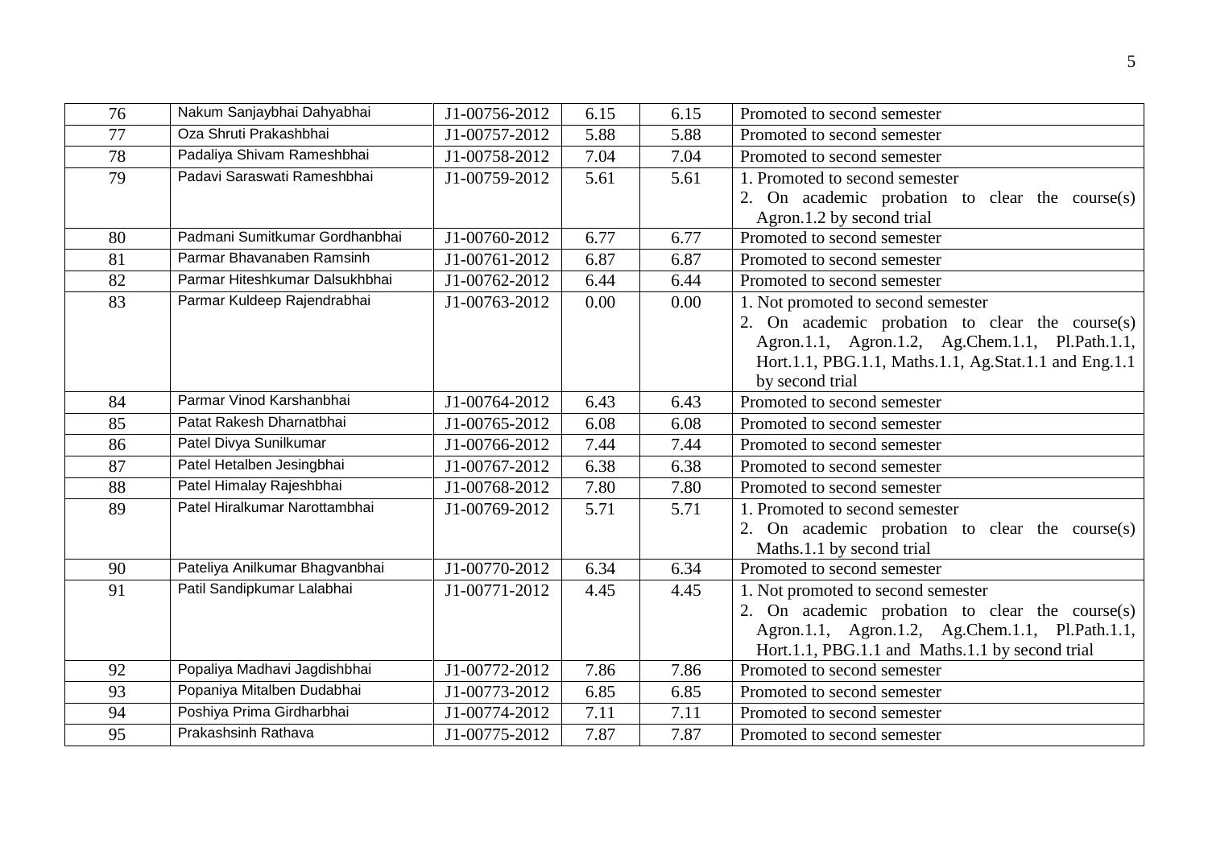| 76 | Nakum Sanjaybhai Dahyabhai | J1-00756-2012 | 6.15 | 6.15 | Promoted to second semester |
|---|---|---|---|---|---|
| 77 | Oza Shruti Prakashbhai | J1-00757-2012 | 5.88 | 5.88 | Promoted to second semester |
| 78 | Padaliya Shivam Rameshbhai | J1-00758-2012 | 7.04 | 7.04 | Promoted to second semester |
| 79 | Padavi Saraswati Rameshbhai | J1-00759-2012 | 5.61 | 5.61 | 1. Promoted to second semester<br>2. On academic probation to clear the course(s) Agron.1.2 by second trial |
| 80 | Padmani Sumitkumar Gordhanbhai | J1-00760-2012 | 6.77 | 6.77 | Promoted to second semester |
| 81 | Parmar Bhavanaben Ramsinh | J1-00761-2012 | 6.87 | 6.87 | Promoted to second semester |
| 82 | Parmar Hiteshkumar Dalsukhbhai | J1-00762-2012 | 6.44 | 6.44 | Promoted to second semester |
| 83 | Parmar Kuldeep Rajendrabhai | J1-00763-2012 | 0.00 | 0.00 | 1. Not promoted to second semester<br>2. On academic probation to clear the course(s) Agron.1.1, Agron.1.2, Ag.Chem.1.1, Pl.Path.1.1, Hort.1.1, PBG.1.1, Maths.1.1, Ag.Stat.1.1 and Eng.1.1 by second trial |
| 84 | Parmar Vinod Karshanbhai | J1-00764-2012 | 6.43 | 6.43 | Promoted to second semester |
| 85 | Patat Rakesh Dharnatbhai | J1-00765-2012 | 6.08 | 6.08 | Promoted to second semester |
| 86 | Patel Divya Sunilkumar | J1-00766-2012 | 7.44 | 7.44 | Promoted to second semester |
| 87 | Patel Hetalben Jesingbhai | J1-00767-2012 | 6.38 | 6.38 | Promoted to second semester |
| 88 | Patel Himalay Rajeshbhai | J1-00768-2012 | 7.80 | 7.80 | Promoted to second semester |
| 89 | Patel Hiralkumar Narottambhai | J1-00769-2012 | 5.71 | 5.71 | 1. Promoted to second semester<br>2. On academic probation to clear the course(s) Maths.1.1 by second trial |
| 90 | Pateliya Anilkumar Bhagvanbhai | J1-00770-2012 | 6.34 | 6.34 | Promoted to second semester |
| 91 | Patil Sandipkumar Lalabhai | J1-00771-2012 | 4.45 | 4.45 | 1. Not promoted to second semester<br>2. On academic probation to clear the course(s) Agron.1.1, Agron.1.2, Ag.Chem.1.1, Pl.Path.1.1, Hort.1.1, PBG.1.1 and Maths.1.1 by second trial |
| 92 | Popaliya Madhavi Jagdishbhai | J1-00772-2012 | 7.86 | 7.86 | Promoted to second semester |
| 93 | Popaniya Mitalben Dudabhai | J1-00773-2012 | 6.85 | 6.85 | Promoted to second semester |
| 94 | Poshiya Prima Girdharbhai | J1-00774-2012 | 7.11 | 7.11 | Promoted to second semester |
| 95 | Prakashsinh Rathava | J1-00775-2012 | 7.87 | 7.87 | Promoted to second semester |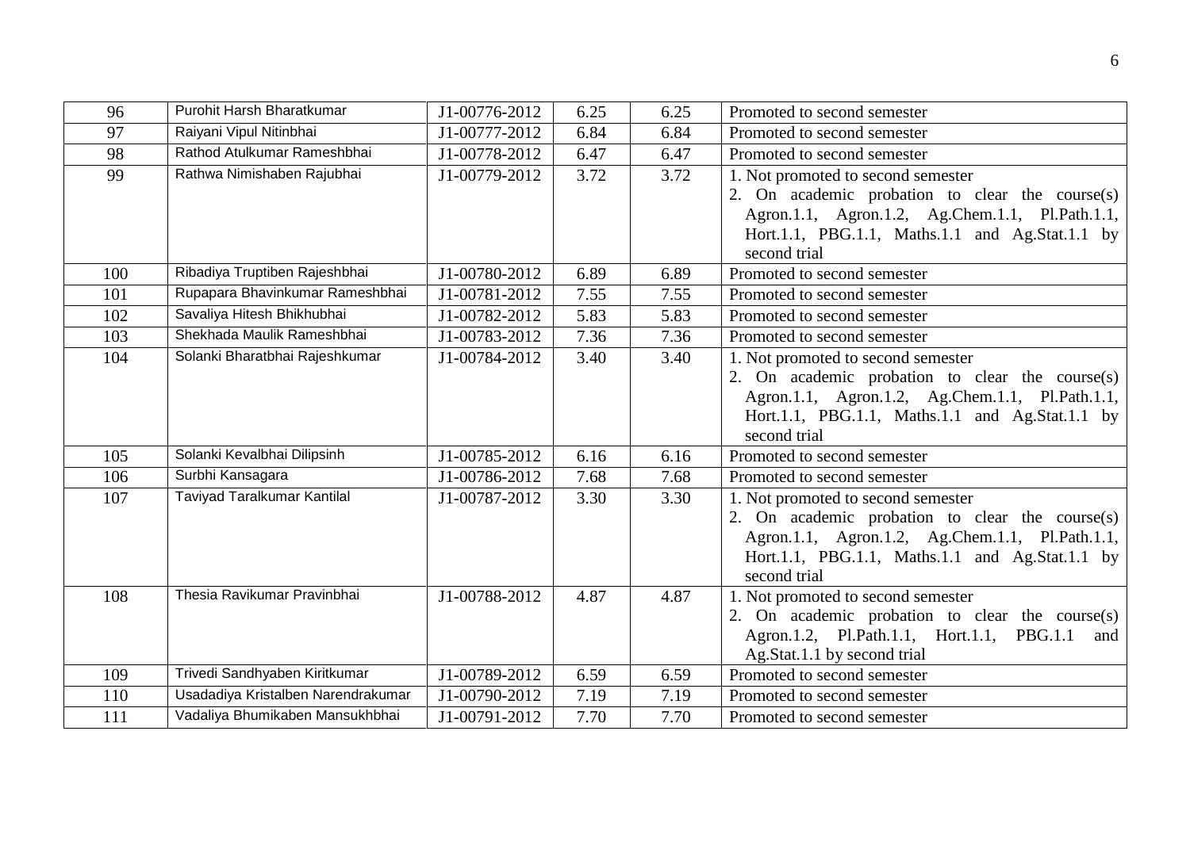| 96 | Purohit Harsh Bharatkumar | J1-00776-2012 | 6.25 | 6.25 | Promoted to second semester |
|---|---|---|---|---|---|
| 97 | Raiyani Vipul Nitinbhai | J1-00777-2012 | 6.84 | 6.84 | Promoted to second semester |
| 98 | Rathod Atulkumar Rameshbhai | J1-00778-2012 | 6.47 | 6.47 | Promoted to second semester |
| 99 | Rathwa Nimishaben Rajubhai | J1-00779-2012 | 3.72 | 3.72 | 1. Not promoted to second semester<br>2. On academic probation to clear the course(s) Agron.1.1, Agron.1.2, Ag.Chem.1.1, Pl.Path.1.1, Hort.1.1, PBG.1.1, Maths.1.1 and Ag.Stat.1.1 by second trial |
| 100 | Ribadiya Truptiben Rajeshbhai | J1-00780-2012 | 6.89 | 6.89 | Promoted to second semester |
| 101 | Rupapara Bhavinkumar Rameshbhai | J1-00781-2012 | 7.55 | 7.55 | Promoted to second semester |
| 102 | Savaliya Hitesh Bhikhubhai | J1-00782-2012 | 5.83 | 5.83 | Promoted to second semester |
| 103 | Shekhada Maulik Rameshbhai | J1-00783-2012 | 7.36 | 7.36 | Promoted to second semester |
| 104 | Solanki Bharatbhai Rajeshkumar | J1-00784-2012 | 3.40 | 3.40 | 1. Not promoted to second semester<br>2. On academic probation to clear the course(s) Agron.1.1, Agron.1.2, Ag.Chem.1.1, Pl.Path.1.1, Hort.1.1, PBG.1.1, Maths.1.1 and Ag.Stat.1.1 by second trial |
| 105 | Solanki Kevalbhai Dilipsinh | J1-00785-2012 | 6.16 | 6.16 | Promoted to second semester |
| 106 | Surbhi Kansagara | J1-00786-2012 | 7.68 | 7.68 | Promoted to second semester |
| 107 | Taviyad Taralkumar Kantilal | J1-00787-2012 | 3.30 | 3.30 | 1. Not promoted to second semester<br>2. On academic probation to clear the course(s) Agron.1.1, Agron.1.2, Ag.Chem.1.1, Pl.Path.1.1, Hort.1.1, PBG.1.1, Maths.1.1 and Ag.Stat.1.1 by second trial |
| 108 | Thesia Ravikumar Pravinbhai | J1-00788-2012 | 4.87 | 4.87 | 1. Not promoted to second semester<br>2. On academic probation to clear the course(s) Agron.1.2, Pl.Path.1.1, Hort.1.1, PBG.1.1 and Ag.Stat.1.1 by second trial |
| 109 | Trivedi Sandhyaben Kiritkumar | J1-00789-2012 | 6.59 | 6.59 | Promoted to second semester |
| 110 | Usadadiya Kristalben Narendrakumar | J1-00790-2012 | 7.19 | 7.19 | Promoted to second semester |
| 111 | Vadaliya Bhumikaben Mansukhbhai | J1-00791-2012 | 7.70 | 7.70 | Promoted to second semester |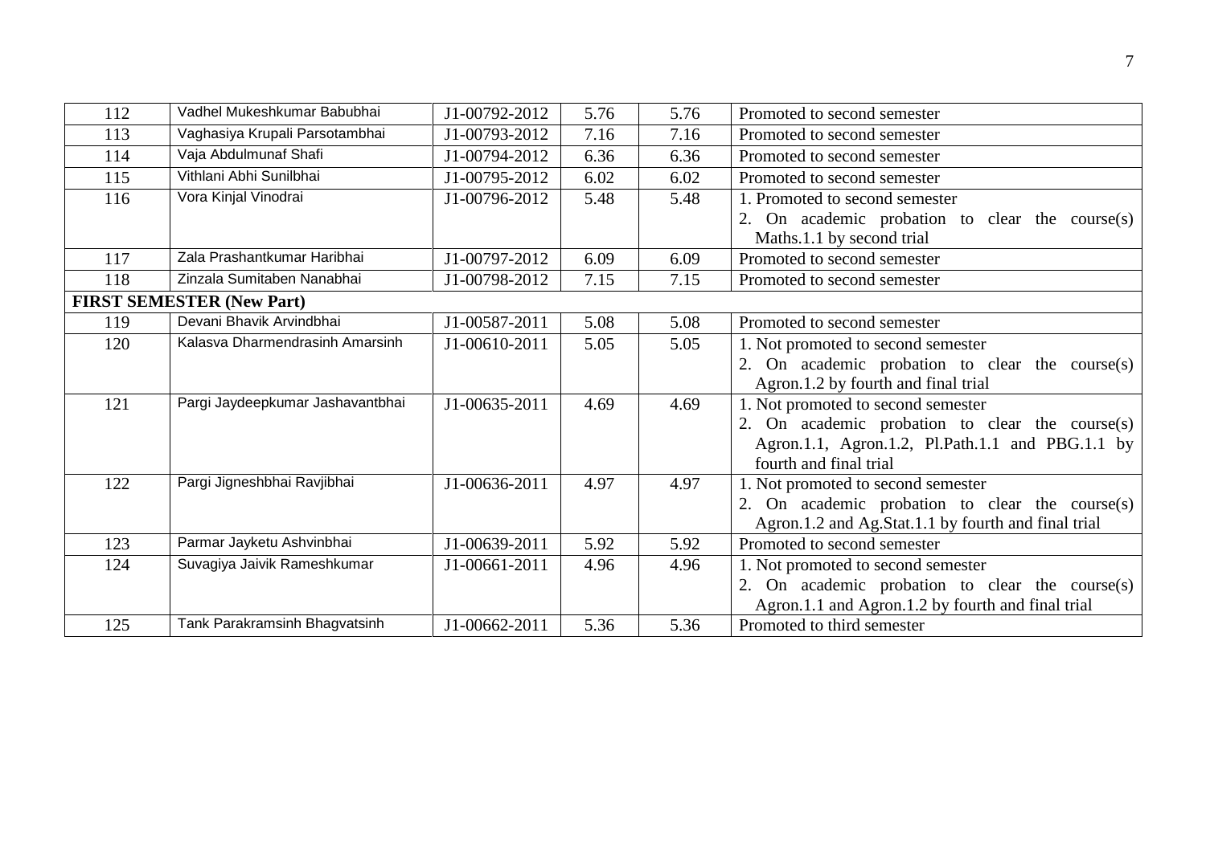| | | | | | |
|---|---|---|---|---|---|
| 112 | Vadhel Mukeshkumar Babubhai | J1-00792-2012 | 5.76 | 5.76 | Promoted to second semester |
| 113 | Vaghasiya Krupali Parsotambhai | J1-00793-2012 | 7.16 | 7.16 | Promoted to second semester |
| 114 | Vaja Abdulmunaf Shafi | J1-00794-2012 | 6.36 | 6.36 | Promoted to second semester |
| 115 | Vithlani Abhi Sunilbhai | J1-00795-2012 | 6.02 | 6.02 | Promoted to second semester |
| 116 | Vora Kinjal Vinodrai | J1-00796-2012 | 5.48 | 5.48 | 1. Promoted to second semester<br>2. On academic probation to clear the course(s) Maths.1.1 by second trial |
| 117 | Zala Prashantkumar Haribhai | J1-00797-2012 | 6.09 | 6.09 | Promoted to second semester |
| 118 | Zinzala Sumitaben Nanabhai | J1-00798-2012 | 7.15 | 7.15 | Promoted to second semester |
| **FIRST SEMESTER (New Part)** | | | | | |
| 119 | Devani Bhavik Arvindbhai | J1-00587-2011 | 5.08 | 5.08 | Promoted to second semester |
| 120 | Kalasva Dharmendrasinh Amarsinh | J1-00610-2011 | 5.05 | 5.05 | 1. Not promoted to second semester<br>2. On academic probation to clear the course(s) Agron.1.2 by fourth and final trial |
| 121 | Pargi Jaydeepkumar Jashavantbhai | J1-00635-2011 | 4.69 | 4.69 | 1. Not promoted to second semester<br>2. On academic probation to clear the course(s) Agron.1.1, Agron.1.2, Pl.Path.1.1 and PBG.1.1 by fourth and final trial |
| 122 | Pargi Jigneshbhai Ravjibhai | J1-00636-2011 | 4.97 | 4.97 | 1. Not promoted to second semester<br>2. On academic probation to clear the course(s) Agron.1.2 and Ag.Stat.1.1 by fourth and final trial |
| 123 | Parmar Jayketu Ashvinbhai | J1-00639-2011 | 5.92 | 5.92 | Promoted to second semester |
| 124 | Suvagiya Jaivik Rameshkumar | J1-00661-2011 | 4.96 | 4.96 | 1. Not promoted to second semester<br>2. On academic probation to clear the course(s) Agron.1.1 and Agron.1.2 by fourth and final trial |
| 125 | Tank Parakramsinh Bhagvatsinh | J1-00662-2011 | 5.36 | 5.36 | Promoted to third semester |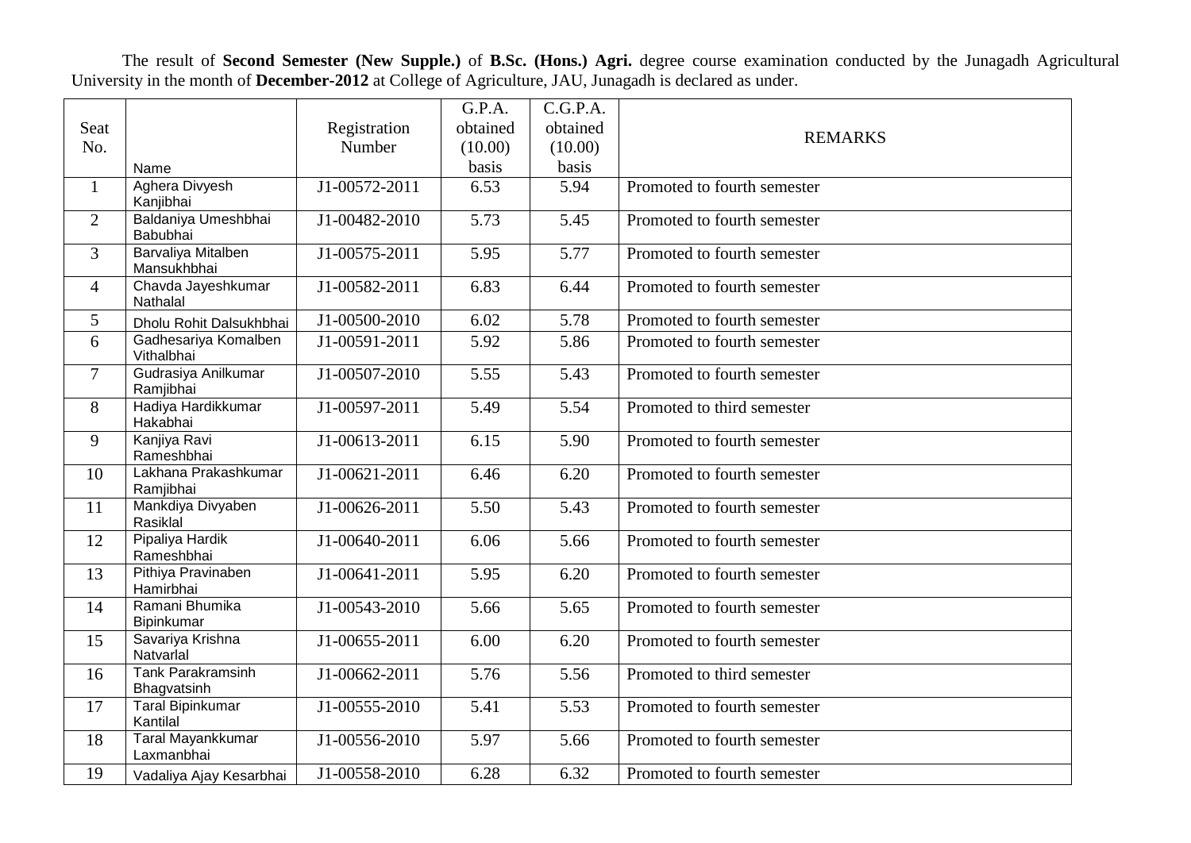The result of **Second Semester (New Supple.)** of **B.Sc. (Hons.) Agri.** degree course examination conducted by the Junagadh Agricultural University in the month of **December-2012** at College of Agriculture, JAU, Junagadh is declared as under.

| Seat No. | Name | Registration Number | G.P.A. obtained (10.00) basis | C.G.P.A. obtained (10.00) basis | REMARKS |
|---|---|---|---|---|---|
| 1 | Aghera Divyesh Kanjibhai | J1-00572-2011 | 6.53 | 5.94 | Promoted to fourth semester |
| 2 | Baldaniya Umeshbhai Babubhai | J1-00482-2010 | 5.73 | 5.45 | Promoted to fourth semester |
| 3 | Barvaliya Mitalben Mansukhbhai | J1-00575-2011 | 5.95 | 5.77 | Promoted to fourth semester |
| 4 | Chavda Jayeshkumar Nathalal | J1-00582-2011 | 6.83 | 6.44 | Promoted to fourth semester |
| 5 | Dholu Rohit Dalsukhbhai | J1-00500-2010 | 6.02 | 5.78 | Promoted to fourth semester |
| 6 | Gadhesariya Komalben Vithalbhai | J1-00591-2011 | 5.92 | 5.86 | Promoted to fourth semester |
| 7 | Gudrasiya Anilkumar Ramjibhai | J1-00507-2010 | 5.55 | 5.43 | Promoted to fourth semester |
| 8 | Hadiya Hardikkumar Hakabhai | J1-00597-2011 | 5.49 | 5.54 | Promoted to third semester |
| 9 | Kanjiya Ravi Rameshbhai | J1-00613-2011 | 6.15 | 5.90 | Promoted to fourth semester |
| 10 | Lakhana Prakashkumar Ramjibhai | J1-00621-2011 | 6.46 | 6.20 | Promoted to fourth semester |
| 11 | Mankdiya Divyaben Rasiklal | J1-00626-2011 | 5.50 | 5.43 | Promoted to fourth semester |
| 12 | Pipaliya Hardik Rameshbhai | J1-00640-2011 | 6.06 | 5.66 | Promoted to fourth semester |
| 13 | Pithiya Pravinaben Hamirbhai | J1-00641-2011 | 5.95 | 6.20 | Promoted to fourth semester |
| 14 | Ramani Bhumika Bipinkumar | J1-00543-2010 | 5.66 | 5.65 | Promoted to fourth semester |
| 15 | Savariya Krishna Natvarlal | J1-00655-2011 | 6.00 | 6.20 | Promoted to fourth semester |
| 16 | Tank Parakramsinh Bhagvatsinh | J1-00662-2011 | 5.76 | 5.56 | Promoted to third semester |
| 17 | Taral Bipinkumar Kantilal | J1-00555-2010 | 5.41 | 5.53 | Promoted to fourth semester |
| 18 | Taral Mayankkumar Laxmanbhai | J1-00556-2010 | 5.97 | 5.66 | Promoted to fourth semester |
| 19 | Vadaliya Ajay Kesarbhai | J1-00558-2010 | 6.28 | 6.32 | Promoted to fourth semester |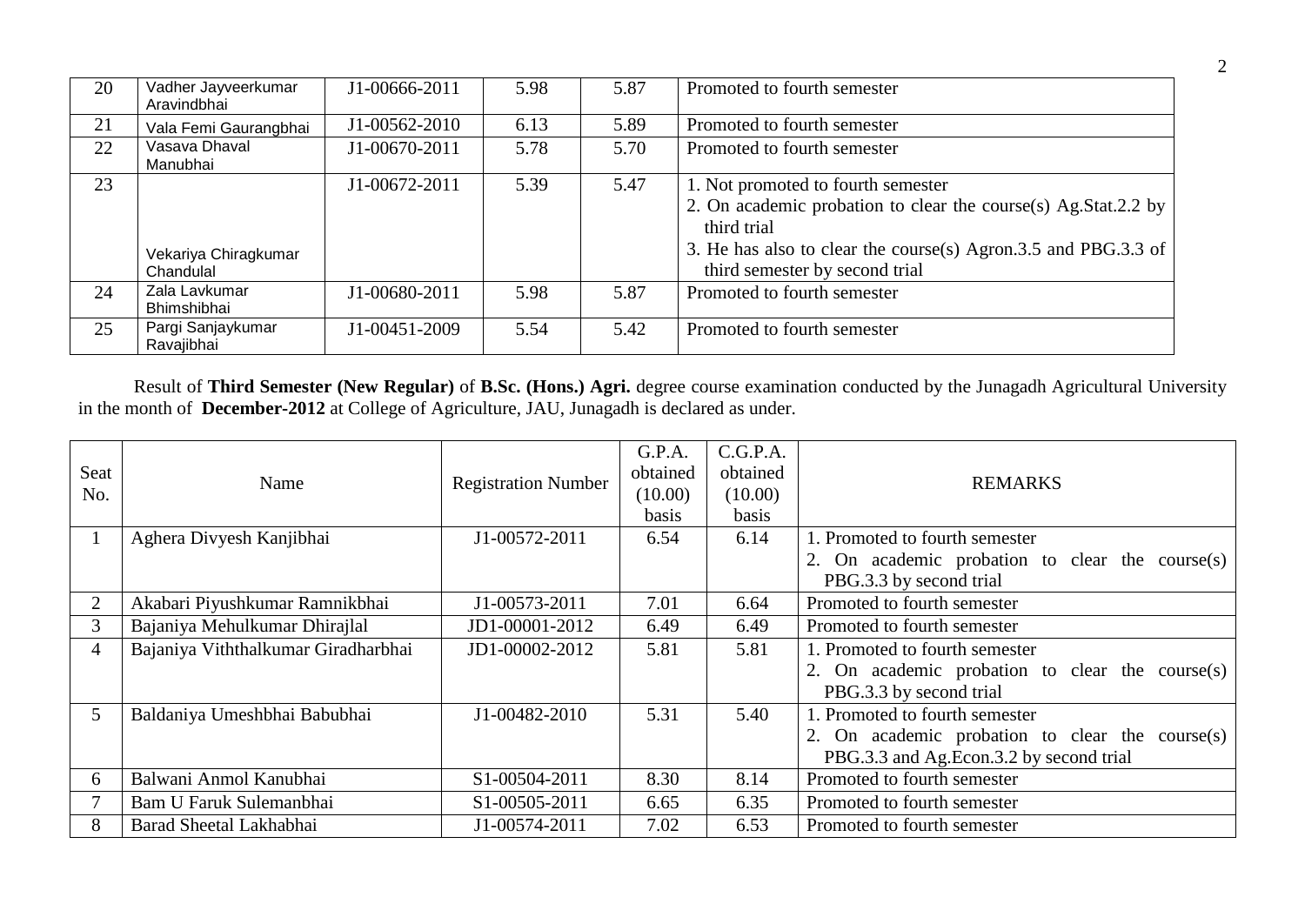| 20 | Vadher Jayveerkumar Aravindbhai | J1-00666-2011 | 5.98 | 5.87 | Promoted to fourth semester |
|---|---|---|---|---|---|
| 21 | Vala Femi Gaurangbhai | J1-00562-2010 | 6.13 | 5.89 | Promoted to fourth semester |
| 22 | Vasava Dhaval Manubhai | J1-00670-2011 | 5.78 | 5.70 | Promoted to fourth semester |
| 23 | Vekariya Chiragkumar Chandulal | J1-00672-2011 | 5.39 | 5.47 | 1. Not promoted to fourth semester<br>2. On academic probation to clear the course(s) Ag.Stat.2.2 by third trial<br>3. He has also to clear the course(s) Agron.3.5 and PBG.3.3 of third semester by second trial |
| 24 | Zala Lavkumar Bhimshibhai | J1-00680-2011 | 5.98 | 5.87 | Promoted to fourth semester |
| 25 | Pargi Sanjaykumar Ravajibhai | J1-00451-2009 | 5.54 | 5.42 | Promoted to fourth semester |

Result of **Third Semester (New Regular)** of **B.Sc. (Hons.) Agri.** degree course examination conducted by the Junagadh Agricultural University in the month of **December-2012** at College of Agriculture, JAU, Junagadh is declared as under.

| Seat No. | Name | Registration Number | G.P.A. obtained (10.00) basis | C.G.P.A. obtained (10.00) basis | REMARKS |
|---|---|---|---|---|---|
| 1 | Aghera Divyesh Kanjibhai | J1-00572-2011 | 6.54 | 6.14 | 1. Promoted to fourth semester<br>2. On academic probation to clear the course(s) PBG.3.3 by second trial |
| 2 | Akabari Piyushkumar Ramnikbhai | J1-00573-2011 | 7.01 | 6.64 | Promoted to fourth semester |
| 3 | Bajaniya Mehulkumar Dhirajlal | JD1-00001-2012 | 6.49 | 6.49 | Promoted to fourth semester |
| 4 | Bajaniya Viththalkumar Giradharbhai | JD1-00002-2012 | 5.81 | 5.81 | 1. Promoted to fourth semester<br>2. On academic probation to clear the course(s) PBG.3.3 by second trial |
| 5 | Baldaniya Umeshbhai Babubhai | J1-00482-2010 | 5.31 | 5.40 | 1. Promoted to fourth semester<br>2. On academic probation to clear the course(s) PBG.3.3 and Ag.Econ.3.2 by second trial |
| 6 | Balwani Anmol Kanubhai | S1-00504-2011 | 8.30 | 8.14 | Promoted to fourth semester |
| 7 | Bam U Faruk Sulemanbhai | S1-00505-2011 | 6.65 | 6.35 | Promoted to fourth semester |
| 8 | Barad Sheetal Lakhabhai | J1-00574-2011 | 7.02 | 6.53 | Promoted to fourth semester |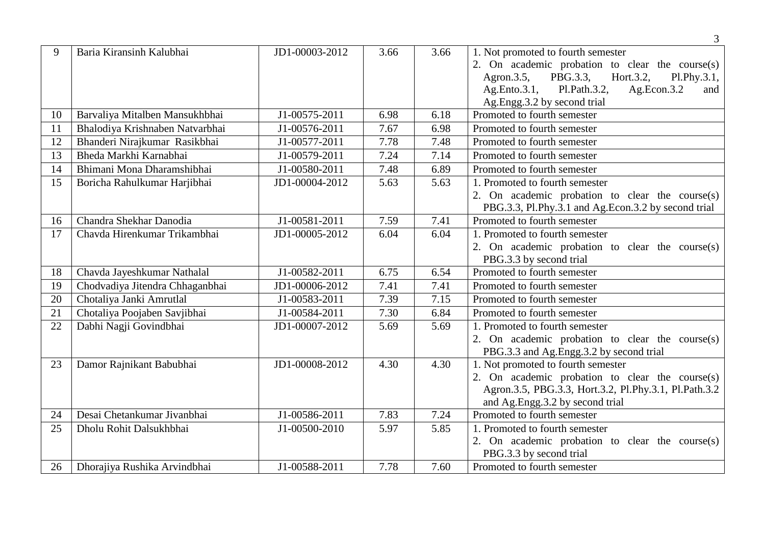| 9 | Baria Kiransinh Kalubhai | JD1-00003-2012 | 3.66 | 3.66 | 1. Not promoted to fourth semester<br>2. On academic probation to clear the course(s) Agron.3.5, PBG.3.3, Hort.3.2, Pl.Phy.3.1, Ag.Ento.3.1, Pl.Path.3.2, Ag.Econ.3.2 and Ag.Engg.3.2 by second trial |
|---|---|---|---|---|---|
| 10 | Barvaliya Mitalben Mansukhbhai | J1-00575-2011 | 6.98 | 6.18 | Promoted to fourth semester |
| 11 | Bhalodiya Krishnaben Natvarbhai | J1-00576-2011 | 7.67 | 6.98 | Promoted to fourth semester |
| 12 | Bhanderi Nirajkumar Rasikbhai | J1-00577-2011 | 7.78 | 7.48 | Promoted to fourth semester |
| 13 | Bheda Markhi Karnabhai | J1-00579-2011 | 7.24 | 7.14 | Promoted to fourth semester |
| 14 | Bhimani Mona Dharamshibhai | J1-00580-2011 | 7.48 | 6.89 | Promoted to fourth semester |
| 15 | Boricha Rahulkumar Harjibhai | JD1-00004-2012 | 5.63 | 5.63 | 1. Promoted to fourth semester<br>2. On academic probation to clear the course(s) PBG.3.3, Pl.Phy.3.1 and Ag.Econ.3.2 by second trial |
| 16 | Chandra Shekhar Danodia | J1-00581-2011 | 7.59 | 7.41 | Promoted to fourth semester |
| 17 | Chavda Hirenkumar Trikambhai | JD1-00005-2012 | 6.04 | 6.04 | 1. Promoted to fourth semester<br>2. On academic probation to clear the course(s) PBG.3.3 by second trial |
| 18 | Chavda Jayeshkumar Nathalal | J1-00582-2011 | 6.75 | 6.54 | Promoted to fourth semester |
| 19 | Chodvadiya Jitendra Chhaganbhai | JD1-00006-2012 | 7.41 | 7.41 | Promoted to fourth semester |
| 20 | Chotaliya Janki Amrutlal | J1-00583-2011 | 7.39 | 7.15 | Promoted to fourth semester |
| 21 | Chotaliya Poojaben Savjibhai | J1-00584-2011 | 7.30 | 6.84 | Promoted to fourth semester |
| 22 | Dabhi Nagji Govindbhai | JD1-00007-2012 | 5.69 | 5.69 | 1. Promoted to fourth semester<br>2. On academic probation to clear the course(s) PBG.3.3 and Ag.Engg.3.2 by second trial |
| 23 | Damor Rajnikant Babubhai | JD1-00008-2012 | 4.30 | 4.30 | 1. Not promoted to fourth semester<br>2. On academic probation to clear the course(s) Agron.3.5, PBG.3.3, Hort.3.2, Pl.Phy.3.1, Pl.Path.3.2 and Ag.Engg.3.2 by second trial |
| 24 | Desai Chetankumar Jivanbhai | J1-00586-2011 | 7.83 | 7.24 | Promoted to fourth semester |
| 25 | Dholu Rohit Dalsukhbhai | J1-00500-2010 | 5.97 | 5.85 | 1. Promoted to fourth semester<br>2. On academic probation to clear the course(s) PBG.3.3 by second trial |
| 26 | Dhorajiya Rushika Arvindbhai | J1-00588-2011 | 7.78 | 7.60 | Promoted to fourth semester |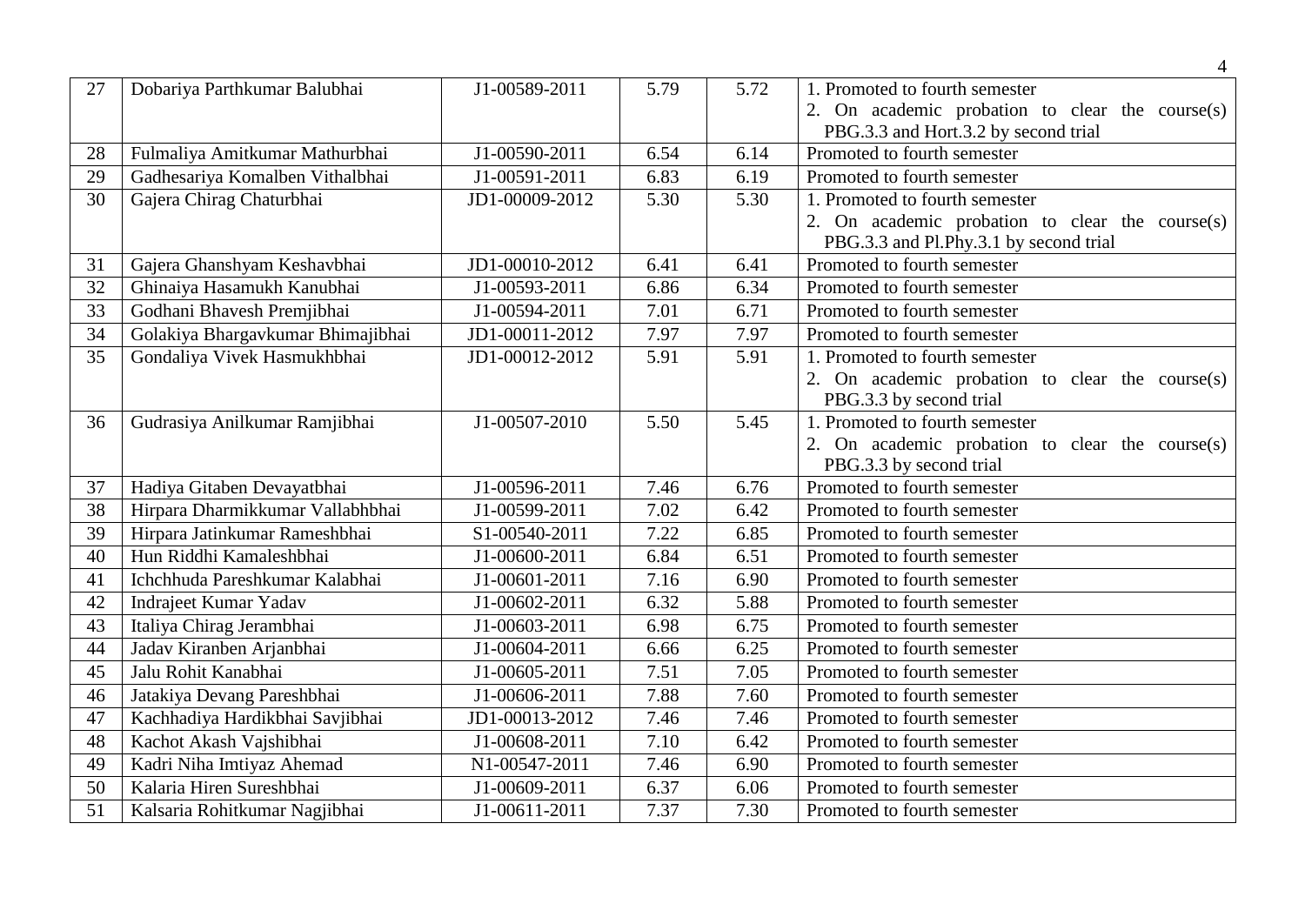| 27 | Dobariya Parthkumar Balubhai | J1-00589-2011 | 5.79 | 5.72 | 1. Promoted to fourth semester<br>2. On academic probation to clear the course(s) PBG.3.3 and Hort.3.2 by second trial |
|---|---|---|---|---|---|
| 28 | Fulmaliya Amitkumar Mathurbhai | J1-00590-2011 | 6.54 | 6.14 | Promoted to fourth semester |
| 29 | Gadhesariya Komalben Vithalbhai | J1-00591-2011 | 6.83 | 6.19 | Promoted to fourth semester |
| 30 | Gajera Chirag Chaturbhai | JD1-00009-2012 | 5.30 | 5.30 | 1. Promoted to fourth semester<br>2. On academic probation to clear the course(s) PBG.3.3 and Pl.Phy.3.1 by second trial |
| 31 | Gajera Ghanshyam Keshavbhai | JD1-00010-2012 | 6.41 | 6.41 | Promoted to fourth semester |
| 32 | Ghinaiya Hasamukh Kanubhai | J1-00593-2011 | 6.86 | 6.34 | Promoted to fourth semester |
| 33 | Godhani Bhavesh Premjibhai | J1-00594-2011 | 7.01 | 6.71 | Promoted to fourth semester |
| 34 | Golakiya Bhargavkumar Bhimajibhai | JD1-00011-2012 | 7.97 | 7.97 | Promoted to fourth semester |
| 35 | Gondaliya Vivek Hasmukhbhai | JD1-00012-2012 | 5.91 | 5.91 | 1. Promoted to fourth semester<br>2. On academic probation to clear the course(s) PBG.3.3 by second trial |
| 36 | Gudrasiya Anilkumar Ramjibhai | J1-00507-2010 | 5.50 | 5.45 | 1. Promoted to fourth semester<br>2. On academic probation to clear the course(s) PBG.3.3 by second trial |
| 37 | Hadiya Gitaben Devayatbhai | J1-00596-2011 | 7.46 | 6.76 | Promoted to fourth semester |
| 38 | Hirpara Dharmikkumar Vallabhbhai | J1-00599-2011 | 7.02 | 6.42 | Promoted to fourth semester |
| 39 | Hirpara Jatinkumar Rameshbhai | S1-00540-2011 | 7.22 | 6.85 | Promoted to fourth semester |
| 40 | Hun Riddhi Kamaleshbhai | J1-00600-2011 | 6.84 | 6.51 | Promoted to fourth semester |
| 41 | Ichchhuda Pareshkumar Kalabhai | J1-00601-2011 | 7.16 | 6.90 | Promoted to fourth semester |
| 42 | Indrajeet Kumar Yadav | J1-00602-2011 | 6.32 | 5.88 | Promoted to fourth semester |
| 43 | Italiya Chirag Jerambhai | J1-00603-2011 | 6.98 | 6.75 | Promoted to fourth semester |
| 44 | Jadav Kiranben Arjanbhai | J1-00604-2011 | 6.66 | 6.25 | Promoted to fourth semester |
| 45 | Jalu Rohit Kanabhai | J1-00605-2011 | 7.51 | 7.05 | Promoted to fourth semester |
| 46 | Jatakiya Devang Pareshbhai | J1-00606-2011 | 7.88 | 7.60 | Promoted to fourth semester |
| 47 | Kachhadiya Hardikbhai Savjibhai | JD1-00013-2012 | 7.46 | 7.46 | Promoted to fourth semester |
| 48 | Kachot Akash Vajshibhai | J1-00608-2011 | 7.10 | 6.42 | Promoted to fourth semester |
| 49 | Kadri Niha Imtiyaz Ahemad | N1-00547-2011 | 7.46 | 6.90 | Promoted to fourth semester |
| 50 | Kalaria Hiren Sureshbhai | J1-00609-2011 | 6.37 | 6.06 | Promoted to fourth semester |
| 51 | Kalsaria Rohitkumar Nagjibhai | J1-00611-2011 | 7.37 | 7.30 | Promoted to fourth semester |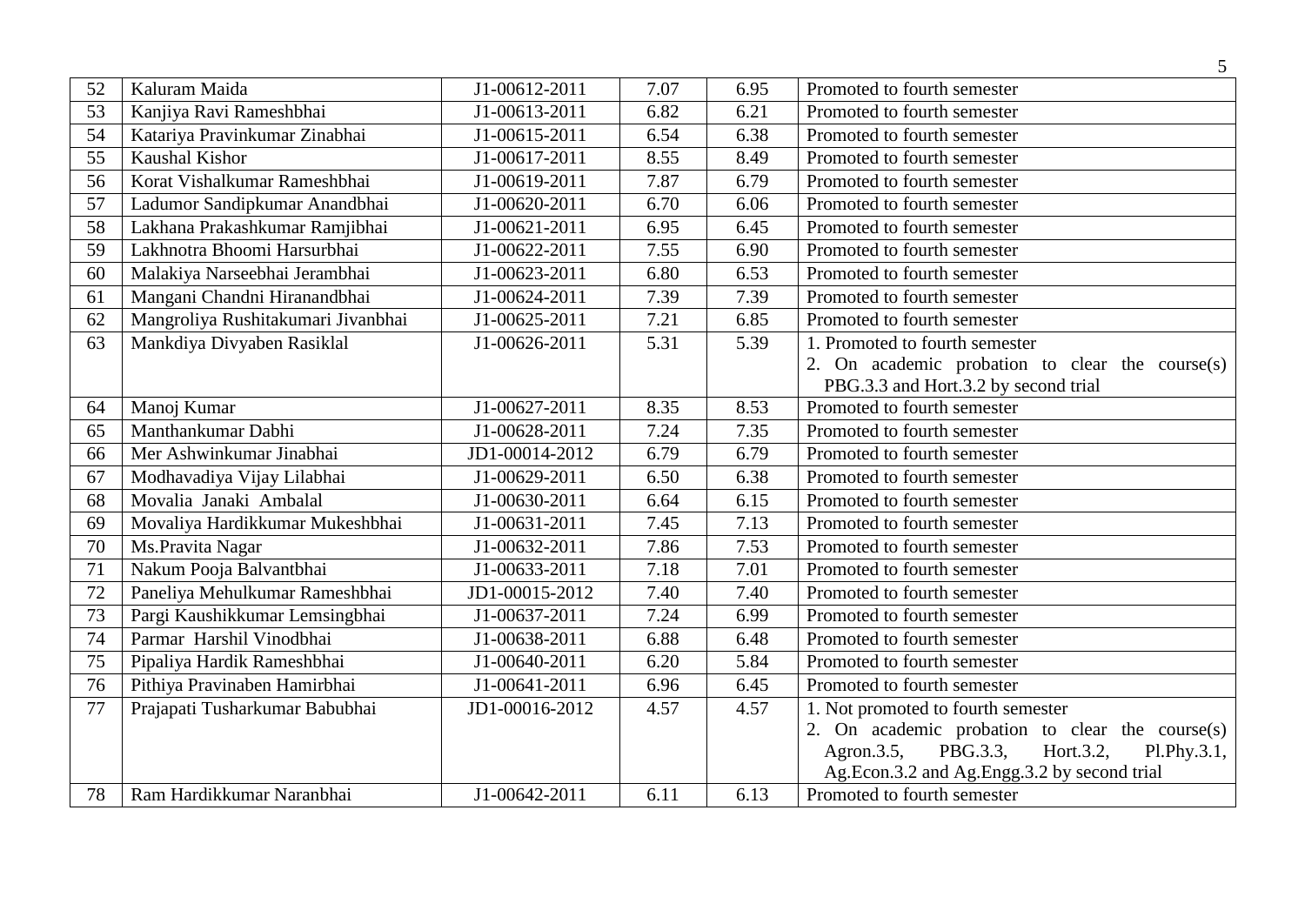| 52 | Kaluram Maida | J1-00612-2011 | 7.07 | 6.95 | Promoted to fourth semester |
|---|---|---|---|---|---|
| 53 | Kanjiya Ravi Rameshbhai | J1-00613-2011 | 6.82 | 6.21 | Promoted to fourth semester |
| 54 | Katariya Pravinkumar Zinabhai | J1-00615-2011 | 6.54 | 6.38 | Promoted to fourth semester |
| 55 | Kaushal Kishor | J1-00617-2011 | 8.55 | 8.49 | Promoted to fourth semester |
| 56 | Korat Vishalkumar Rameshbhai | J1-00619-2011 | 7.87 | 6.79 | Promoted to fourth semester |
| 57 | Ladumor Sandipkumar Anandbhai | J1-00620-2011 | 6.70 | 6.06 | Promoted to fourth semester |
| 58 | Lakhana Prakashkumar Ramjibhai | J1-00621-2011 | 6.95 | 6.45 | Promoted to fourth semester |
| 59 | Lakhnotra Bhoomi Harsurbhai | J1-00622-2011 | 7.55 | 6.90 | Promoted to fourth semester |
| 60 | Malakiya Narseebhai Jerambhai | J1-00623-2011 | 6.80 | 6.53 | Promoted to fourth semester |
| 61 | Mangani Chandni Hiranandbhai | J1-00624-2011 | 7.39 | 7.39 | Promoted to fourth semester |
| 62 | Mangroliya Rushitakumari Jivanbhai | J1-00625-2011 | 7.21 | 6.85 | Promoted to fourth semester |
| 63 | Mankdiya Divyaben Rasiklal | J1-00626-2011 | 5.31 | 5.39 | 1. Promoted to fourth semester<br>2. On academic probation to clear the course(s) PBG.3.3 and Hort.3.2 by second trial |
| 64 | Manoj Kumar | J1-00627-2011 | 8.35 | 8.53 | Promoted to fourth semester |
| 65 | Manthankumar Dabhi | J1-00628-2011 | 7.24 | 7.35 | Promoted to fourth semester |
| 66 | Mer Ashwinkumar Jinabhai | JD1-00014-2012 | 6.79 | 6.79 | Promoted to fourth semester |
| 67 | Modhavadiya Vijay Lilabhai | J1-00629-2011 | 6.50 | 6.38 | Promoted to fourth semester |
| 68 | Movalia Janaki Ambalal | J1-00630-2011 | 6.64 | 6.15 | Promoted to fourth semester |
| 69 | Movaliya Hardikkumar Mukeshbhai | J1-00631-2011 | 7.45 | 7.13 | Promoted to fourth semester |
| 70 | Ms.Pravita Nagar | J1-00632-2011 | 7.86 | 7.53 | Promoted to fourth semester |
| 71 | Nakum Pooja Balvantbhai | J1-00633-2011 | 7.18 | 7.01 | Promoted to fourth semester |
| 72 | Paneliya Mehulkumar Rameshbhai | JD1-00015-2012 | 7.40 | 7.40 | Promoted to fourth semester |
| 73 | Pargi Kaushikkumar Lemsingbhai | J1-00637-2011 | 7.24 | 6.99 | Promoted to fourth semester |
| 74 | Parmar Harshil Vinodbhai | J1-00638-2011 | 6.88 | 6.48 | Promoted to fourth semester |
| 75 | Pipaliya Hardik Rameshbhai | J1-00640-2011 | 6.20 | 5.84 | Promoted to fourth semester |
| 76 | Pithiya Pravinaben Hamirbhai | J1-00641-2011 | 6.96 | 6.45 | Promoted to fourth semester |
| 77 | Prajapati Tusharkumar Babubhai | JD1-00016-2012 | 4.57 | 4.57 | 1. Not promoted to fourth semester<br>2. On academic probation to clear the course(s) Agron.3.5, PBG.3.3, Hort.3.2, Pl.Phy.3.1, Ag.Econ.3.2 and Ag.Engg.3.2 by second trial |
| 78 | Ram Hardikkumar Naranbhai | J1-00642-2011 | 6.11 | 6.13 | Promoted to fourth semester |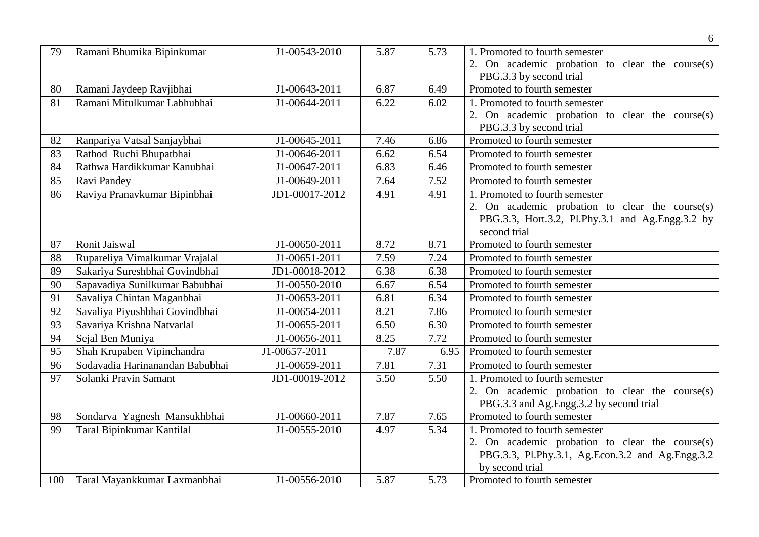| 79 | Ramani Bhumika Bipinkumar | J1-00543-2010 | 5.87 | 5.73 | 1. Promoted to fourth semester<br>2. On academic probation to clear the course(s) PBG.3.3 by second trial |
|---|---|---|---|---|---|
| 80 | Ramani Jaydeep Ravjibhai | J1-00643-2011 | 6.87 | 6.49 | Promoted to fourth semester |
| 81 | Ramani Mitulkumar Labhubhai | J1-00644-2011 | 6.22 | 6.02 | 1. Promoted to fourth semester<br>2. On academic probation to clear the course(s) PBG.3.3 by second trial |
| 82 | Ranpariya Vatsal Sanjaybhai | J1-00645-2011 | 7.46 | 6.86 | Promoted to fourth semester |
| 83 | Rathod Ruchi Bhupatbhai | J1-00646-2011 | 6.62 | 6.54 | Promoted to fourth semester |
| 84 | Rathwa Hardikkumar Kanubhai | J1-00647-2011 | 6.83 | 6.46 | Promoted to fourth semester |
| 85 | Ravi Pandey | J1-00649-2011 | 7.64 | 7.52 | Promoted to fourth semester |
| 86 | Raviya Pranavkumar Bipinbhai | JD1-00017-2012 | 4.91 | 4.91 | 1. Promoted to fourth semester<br>2. On academic probation to clear the course(s) PBG.3.3, Hort.3.2, Pl.Phy.3.1 and Ag.Engg.3.2 by second trial |
| 87 | Ronit Jaiswal | J1-00650-2011 | 8.72 | 8.71 | Promoted to fourth semester |
| 88 | Rupareliya Vimalkumar Vrajalal | J1-00651-2011 | 7.59 | 7.24 | Promoted to fourth semester |
| 89 | Sakariya Sureshbhai Govindbhai | JD1-00018-2012 | 6.38 | 6.38 | Promoted to fourth semester |
| 90 | Sapavadiya Sunilkumar Babubhai | J1-00550-2010 | 6.67 | 6.54 | Promoted to fourth semester |
| 91 | Savaliya Chintan Maganbhai | J1-00653-2011 | 6.81 | 6.34 | Promoted to fourth semester |
| 92 | Savaliya Piyushbhai Govindbhai | J1-00654-2011 | 8.21 | 7.86 | Promoted to fourth semester |
| 93 | Savariya Krishna Natvarlal | J1-00655-2011 | 6.50 | 6.30 | Promoted to fourth semester |
| 94 | Sejal Ben Muniya | J1-00656-2011 | 8.25 | 7.72 | Promoted to fourth semester |
| 95 | Shah Krupaben Vipinchandra | J1-00657-2011 | 7.87 | 6.95 | Promoted to fourth semester |
| 96 | Sodavadia Harinanandan Babubhai | J1-00659-2011 | 7.81 | 7.31 | Promoted to fourth semester |
| 97 | Solanki Pravin Samant | JD1-00019-2012 | 5.50 | 5.50 | 1. Promoted to fourth semester<br>2. On academic probation to clear the course(s) PBG.3.3 and Ag.Engg.3.2 by second trial |
| 98 | Sondarva Yagnesh Mansukhbhai | J1-00660-2011 | 7.87 | 7.65 | Promoted to fourth semester |
| 99 | Taral Bipinkumar Kantilal | J1-00555-2010 | 4.97 | 5.34 | 1. Promoted to fourth semester<br>2. On academic probation to clear the course(s) PBG.3.3, Pl.Phy.3.1, Ag.Econ.3.2 and Ag.Engg.3.2 by second trial |
| 100 | Taral Mayankkumar Laxmanbhai | J1-00556-2010 | 5.87 | 5.73 | Promoted to fourth semester |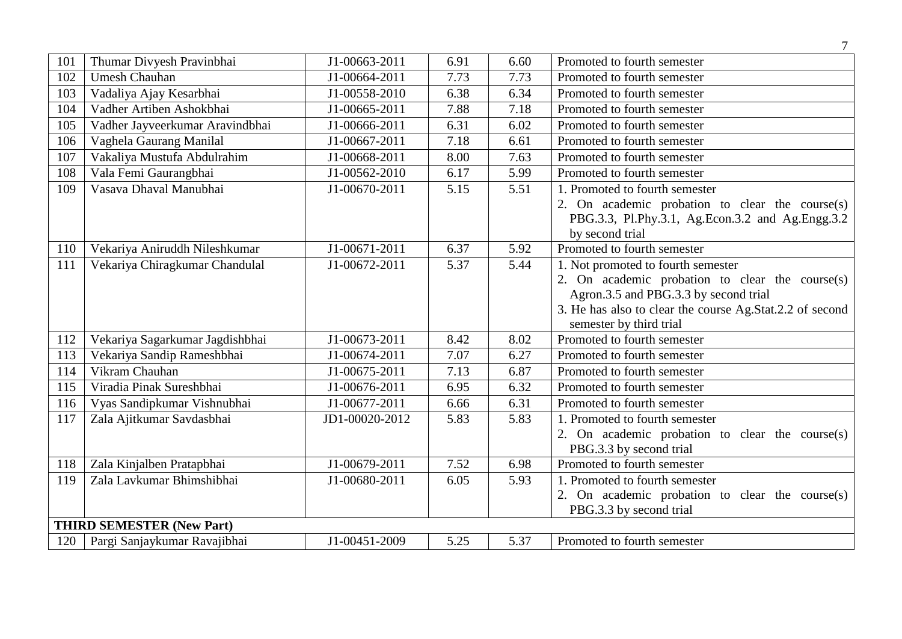| 101 | Thumar Divyesh Pravinbhai | J1-00663-2011 | 6.91 | 6.60 | Promoted to fourth semester |
|---|---|---|---|---|---|
| 102 | Umesh Chauhan | J1-00664-2011 | 7.73 | 7.73 | Promoted to fourth semester |
| 103 | Vadaliya Ajay Kesarbhai | J1-00558-2010 | 6.38 | 6.34 | Promoted to fourth semester |
| 104 | Vadher Artiben Ashokbhai | J1-00665-2011 | 7.88 | 7.18 | Promoted to fourth semester |
| 105 | Vadher Jayveerkumar Aravindbhai | J1-00666-2011 | 6.31 | 6.02 | Promoted to fourth semester |
| 106 | Vaghela Gaurang Manilal | J1-00667-2011 | 7.18 | 6.61 | Promoted to fourth semester |
| 107 | Vakaliya Mustufa Abdulrahim | J1-00668-2011 | 8.00 | 7.63 | Promoted to fourth semester |
| 108 | Vala Femi Gaurangbhai | J1-00562-2010 | 6.17 | 5.99 | Promoted to fourth semester |
| 109 | Vasava Dhaval Manubhai | J1-00670-2011 | 5.15 | 5.51 | 1. Promoted to fourth semester<br>2. On academic probation to clear the course(s) PBG.3.3, Pl.Phy.3.1, Ag.Econ.3.2 and Ag.Engg.3.2 by second trial |
| 110 | Vekariya Aniruddh Nileshkumar | J1-00671-2011 | 6.37 | 5.92 | Promoted to fourth semester |
| 111 | Vekariya Chiragkumar Chandulal | J1-00672-2011 | 5.37 | 5.44 | 1. Not promoted to fourth semester<br>2. On academic probation to clear the course(s) Agron.3.5 and PBG.3.3 by second trial<br>3. He has also to clear the course Ag.Stat.2.2 of second semester by third trial |
| 112 | Vekariya Sagarkumar Jagdishbhai | J1-00673-2011 | 8.42 | 8.02 | Promoted to fourth semester |
| 113 | Vekariya Sandip Rameshbhai | J1-00674-2011 | 7.07 | 6.27 | Promoted to fourth semester |
| 114 | Vikram Chauhan | J1-00675-2011 | 7.13 | 6.87 | Promoted to fourth semester |
| 115 | Viradia Pinak Sureshbhai | J1-00676-2011 | 6.95 | 6.32 | Promoted to fourth semester |
| 116 | Vyas Sandipkumar Vishnubhai | J1-00677-2011 | 6.66 | 6.31 | Promoted to fourth semester |
| 117 | Zala Ajitkumar Savdasbhai | JD1-00020-2012 | 5.83 | 5.83 | 1. Promoted to fourth semester<br>2. On academic probation to clear the course(s) PBG.3.3 by second trial |
| 118 | Zala Kinjalben Pratapbhai | J1-00679-2011 | 7.52 | 6.98 | Promoted to fourth semester |
| 119 | Zala Lavkumar Bhimshibhai | J1-00680-2011 | 6.05 | 5.93 | 1. Promoted to fourth semester<br>2. On academic probation to clear the course(s) PBG.3.3 by second trial |
| **THIRD SEMESTER (New Part)** | | | | | |
| 120 | Pargi Sanjaykumar Ravajibhai | J1-00451-2009 | 5.25 | 5.37 | Promoted to fourth semester |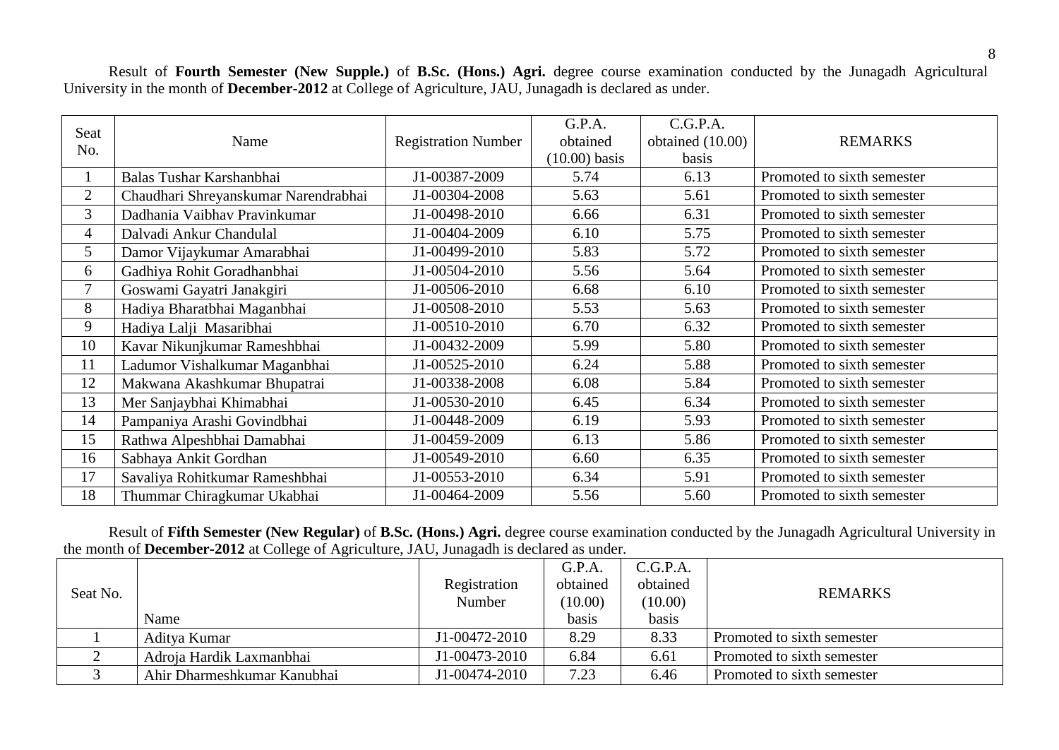Result of **Fourth Semester (New Supple.)** of **B.Sc. (Hons.) Agri.** degree course examination conducted by the Junagadh Agricultural University in the month of **December-2012** at College of Agriculture, JAU, Junagadh is declared as under.

| Seat No. | Name | Registration Number | G.P.A. obtained (10.00) basis | C.G.P.A. obtained (10.00) basis | REMARKS |
|---|---|---|---|---|---|
| 1 | Balas Tushar Karshanbhai | J1-00387-2009 | 5.74 | 6.13 | Promoted to sixth semester |
| 2 | Chaudhari Shreyanskumar Narendrabhai | J1-00304-2008 | 5.63 | 5.61 | Promoted to sixth semester |
| 3 | Dadhania Vaibhav Pravinkumar | J1-00498-2010 | 6.66 | 6.31 | Promoted to sixth semester |
| 4 | Dalvadi Ankur Chandulal | J1-00404-2009 | 6.10 | 5.75 | Promoted to sixth semester |
| 5 | Damor Vijaykumar Amarabhai | J1-00499-2010 | 5.83 | 5.72 | Promoted to sixth semester |
| 6 | Gadhiya Rohit Goradhanbhai | J1-00504-2010 | 5.56 | 5.64 | Promoted to sixth semester |
| 7 | Goswami Gayatri Janakgiri | J1-00506-2010 | 6.68 | 6.10 | Promoted to sixth semester |
| 8 | Hadiya Bharatbhai Maganbhai | J1-00508-2010 | 5.53 | 5.63 | Promoted to sixth semester |
| 9 | Hadiya Lalji Masaribhai | J1-00510-2010 | 6.70 | 6.32 | Promoted to sixth semester |
| 10 | Kavar Nikunjkumar Rameshbhai | J1-00432-2009 | 5.99 | 5.80 | Promoted to sixth semester |
| 11 | Ladumor Vishalkumar Maganbhai | J1-00525-2010 | 6.24 | 5.88 | Promoted to sixth semester |
| 12 | Makwana Akashkumar Bhupatrai | J1-00338-2008 | 6.08 | 5.84 | Promoted to sixth semester |
| 13 | Mer Sanjaybhai Khimabhai | J1-00530-2010 | 6.45 | 6.34 | Promoted to sixth semester |
| 14 | Pampaniya Arashi Govindbhai | J1-00448-2009 | 6.19 | 5.93 | Promoted to sixth semester |
| 15 | Rathwa Alpeshbhai Damabhai | J1-00459-2009 | 6.13 | 5.86 | Promoted to sixth semester |
| 16 | Sabhaya Ankit Gordhan | J1-00549-2010 | 6.60 | 6.35 | Promoted to sixth semester |
| 17 | Savaliya Rohitkumar Rameshbhai | J1-00553-2010 | 6.34 | 5.91 | Promoted to sixth semester |
| 18 | Thummar Chiragkumar Ukabhai | J1-00464-2009 | 5.56 | 5.60 | Promoted to sixth semester |

Result of **Fifth Semester (New Regular)** of **B.Sc. (Hons.) Agri.** degree course examination conducted by the Junagadh Agricultural University in the month of **December-2012** at College of Agriculture, JAU, Junagadh is declared as under.

| Seat No. | Name | Registration Number | G.P.A. obtained (10.00) basis | C.G.P.A. obtained (10.00) basis | REMARKS |
|---|---|---|---|---|---|
| 1 | Aditya Kumar | J1-00472-2010 | 8.29 | 8.33 | Promoted to sixth semester |
| 2 | Adroja Hardik Laxmanbhai | J1-00473-2010 | 6.84 | 6.61 | Promoted to sixth semester |
| 3 | Ahir Dharmeshkumar Kanubhai | J1-00474-2010 | 7.23 | 6.46 | Promoted to sixth semester |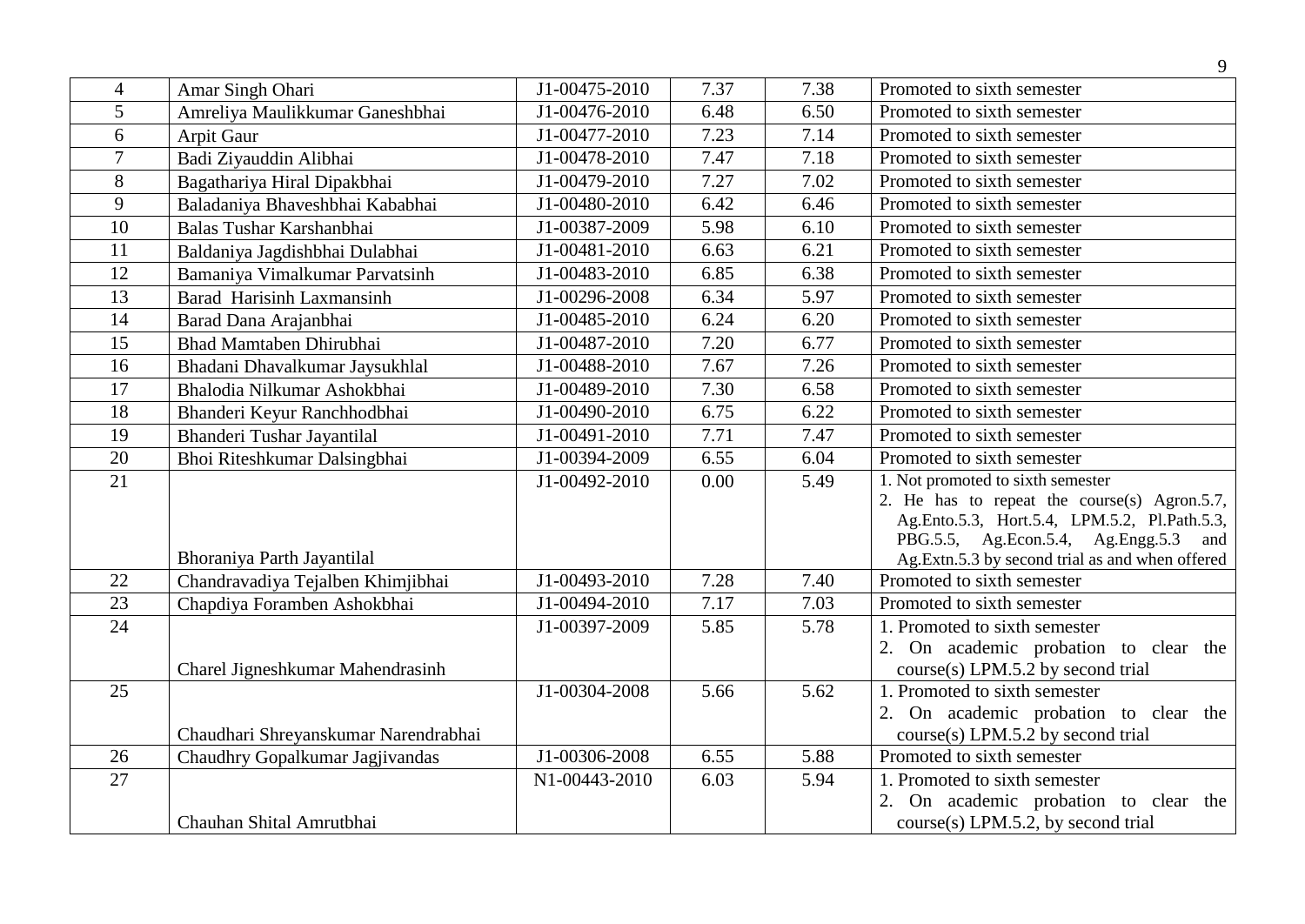| 4 | Amar Singh Ohari | J1-00475-2010 | 7.37 | 7.38 | Promoted to sixth semester |
|---|---|---|---|---|---|
| 5 | Amreliya Maulikkumar Ganeshbhai | J1-00476-2010 | 6.48 | 6.50 | Promoted to sixth semester |
| 6 | Arpit Gaur | J1-00477-2010 | 7.23 | 7.14 | Promoted to sixth semester |
| 7 | Badi Ziyauddin Alibhai | J1-00478-2010 | 7.47 | 7.18 | Promoted to sixth semester |
| 8 | Bagathariya Hiral Dipakbhai | J1-00479-2010 | 7.27 | 7.02 | Promoted to sixth semester |
| 9 | Baladaniya Bhaveshbhai Kababhai | J1-00480-2010 | 6.42 | 6.46 | Promoted to sixth semester |
| 10 | Balas Tushar Karshanbhai | J1-00387-2009 | 5.98 | 6.10 | Promoted to sixth semester |
| 11 | Baldaniya Jagdishbhai Dulabhai | J1-00481-2010 | 6.63 | 6.21 | Promoted to sixth semester |
| 12 | Bamaniya Vimalkumar Parvatsinh | J1-00483-2010 | 6.85 | 6.38 | Promoted to sixth semester |
| 13 | Barad Harisinh Laxmansinh | J1-00296-2008 | 6.34 | 5.97 | Promoted to sixth semester |
| 14 | Barad Dana Arajanbhai | J1-00485-2010 | 6.24 | 6.20 | Promoted to sixth semester |
| 15 | Bhad Mamtaben Dhirubhai | J1-00487-2010 | 7.20 | 6.77 | Promoted to sixth semester |
| 16 | Bhadani Dhavalkumar Jaysukhlal | J1-00488-2010 | 7.67 | 7.26 | Promoted to sixth semester |
| 17 | Bhalodia Nilkumar Ashokbhai | J1-00489-2010 | 7.30 | 6.58 | Promoted to sixth semester |
| 18 | Bhanderi Keyur Ranchhodbhai | J1-00490-2010 | 6.75 | 6.22 | Promoted to sixth semester |
| 19 | Bhanderi Tushar Jayantilal | J1-00491-2010 | 7.71 | 7.47 | Promoted to sixth semester |
| 20 | Bhoi Riteshkumar Dalsingbhai | J1-00394-2009 | 6.55 | 6.04 | Promoted to sixth semester |
| 21 | Bhoraniya Parth Jayantilal | J1-00492-2010 | 0.00 | 5.49 | 1. Not promoted to sixth semester<br>2. He has to repeat the course(s) Agron.5.7, Ag.Ento.5.3, Hort.5.4, LPM.5.2, Pl.Path.5.3, PBG.5.5, Ag.Econ.5.4, Ag.Engg.5.3 and Ag.Extn.5.3 by second trial as and when offered |
| 22 | Chandravadiya Tejalben Khimjibhai | J1-00493-2010 | 7.28 | 7.40 | Promoted to sixth semester |
| 23 | Chapdiya Foramben Ashokbhai | J1-00494-2010 | 7.17 | 7.03 | Promoted to sixth semester |
| 24 | Charel Jigneshkumar Mahendrasinh | J1-00397-2009 | 5.85 | 5.78 | 1. Promoted to sixth semester<br>2. On academic probation to clear the course(s) LPM.5.2 by second trial |
| 25 | Chaudhari Shreyanskumar Narendrabhai | J1-00304-2008 | 5.66 | 5.62 | 1. Promoted to sixth semester<br>2. On academic probation to clear the course(s) LPM.5.2 by second trial |
| 26 | Chaudhry Gopalkumar Jagjivandas | J1-00306-2008 | 6.55 | 5.88 | Promoted to sixth semester |
| 27 | Chauhan Shital Amrutbhai | N1-00443-2010 | 6.03 | 5.94 | 1. Promoted to sixth semester<br>2. On academic probation to clear the course(s) LPM.5.2, by second trial |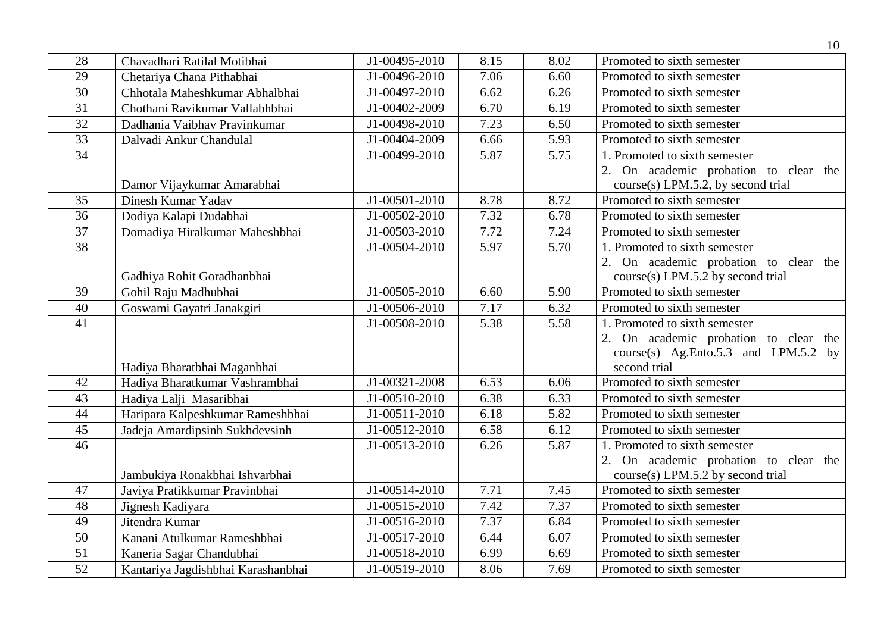| 28 | Chavadhari Ratilal Motibhai | J1-00495-2010 | 8.15 | 8.02 | Promoted to sixth semester |
|---|---|---|---|---|---|
| 29 | Chetariya Chana Pithabhai | J1-00496-2010 | 7.06 | 6.60 | Promoted to sixth semester |
| 30 | Chhotala Maheshkumar Abhalbhai | J1-00497-2010 | 6.62 | 6.26 | Promoted to sixth semester |
| 31 | Chothani Ravikumar Vallabhbhai | J1-00402-2009 | 6.70 | 6.19 | Promoted to sixth semester |
| 32 | Dadhania Vaibhav Pravinkumar | J1-00498-2010 | 7.23 | 6.50 | Promoted to sixth semester |
| 33 | Dalvadi Ankur Chandulal | J1-00404-2009 | 6.66 | 5.93 | Promoted to sixth semester |
| 34 | Damor Vijaykumar Amarabhai | J1-00499-2010 | 5.87 | 5.75 | 1. Promoted to sixth semester<br>2. On academic probation to clear the course(s) LPM.5.2, by second trial |
| 35 | Dinesh Kumar Yadav | J1-00501-2010 | 8.78 | 8.72 | Promoted to sixth semester |
| 36 | Dodiya Kalapi Dudabhai | J1-00502-2010 | 7.32 | 6.78 | Promoted to sixth semester |
| 37 | Domadiya Hiralkumar Maheshbhai | J1-00503-2010 | 7.72 | 7.24 | Promoted to sixth semester |
| 38 | Gadhiya Rohit Goradhanbhai | J1-00504-2010 | 5.97 | 5.70 | 1. Promoted to sixth semester<br>2. On academic probation to clear the course(s) LPM.5.2 by second trial |
| 39 | Gohil Raju Madhubhai | J1-00505-2010 | 6.60 | 5.90 | Promoted to sixth semester |
| 40 | Goswami Gayatri Janakgiri | J1-00506-2010 | 7.17 | 6.32 | Promoted to sixth semester |
| 41 | Hadiya Bharatbhai Maganbhai | J1-00508-2010 | 5.38 | 5.58 | 1. Promoted to sixth semester<br>2. On academic probation to clear the course(s) Ag.Ento.5.3 and LPM.5.2 by second trial |
| 42 | Hadiya Bharatkumar Vashrambhai | J1-00321-2008 | 6.53 | 6.06 | Promoted to sixth semester |
| 43 | Hadiya Lalji Masaribhai | J1-00510-2010 | 6.38 | 6.33 | Promoted to sixth semester |
| 44 | Haripara Kalpeshkumar Rameshbhai | J1-00511-2010 | 6.18 | 5.82 | Promoted to sixth semester |
| 45 | Jadeja Amardipsinh Sukhdevsinh | J1-00512-2010 | 6.58 | 6.12 | Promoted to sixth semester |
| 46 | Jambukiya Ronakbhai Ishvarbhai | J1-00513-2010 | 6.26 | 5.87 | 1. Promoted to sixth semester<br>2. On academic probation to clear the course(s) LPM.5.2 by second trial |
| 47 | Javiya Pratikkumar Pravinbhai | J1-00514-2010 | 7.71 | 7.45 | Promoted to sixth semester |
| 48 | Jignesh Kadiyara | J1-00515-2010 | 7.42 | 7.37 | Promoted to sixth semester |
| 49 | Jitendra Kumar | J1-00516-2010 | 7.37 | 6.84 | Promoted to sixth semester |
| 50 | Kanani Atulkumar Rameshbhai | J1-00517-2010 | 6.44 | 6.07 | Promoted to sixth semester |
| 51 | Kaneria Sagar Chandubhai | J1-00518-2010 | 6.99 | 6.69 | Promoted to sixth semester |
| 52 | Kantariya Jagdishbhai Karashanbhai | J1-00519-2010 | 8.06 | 7.69 | Promoted to sixth semester |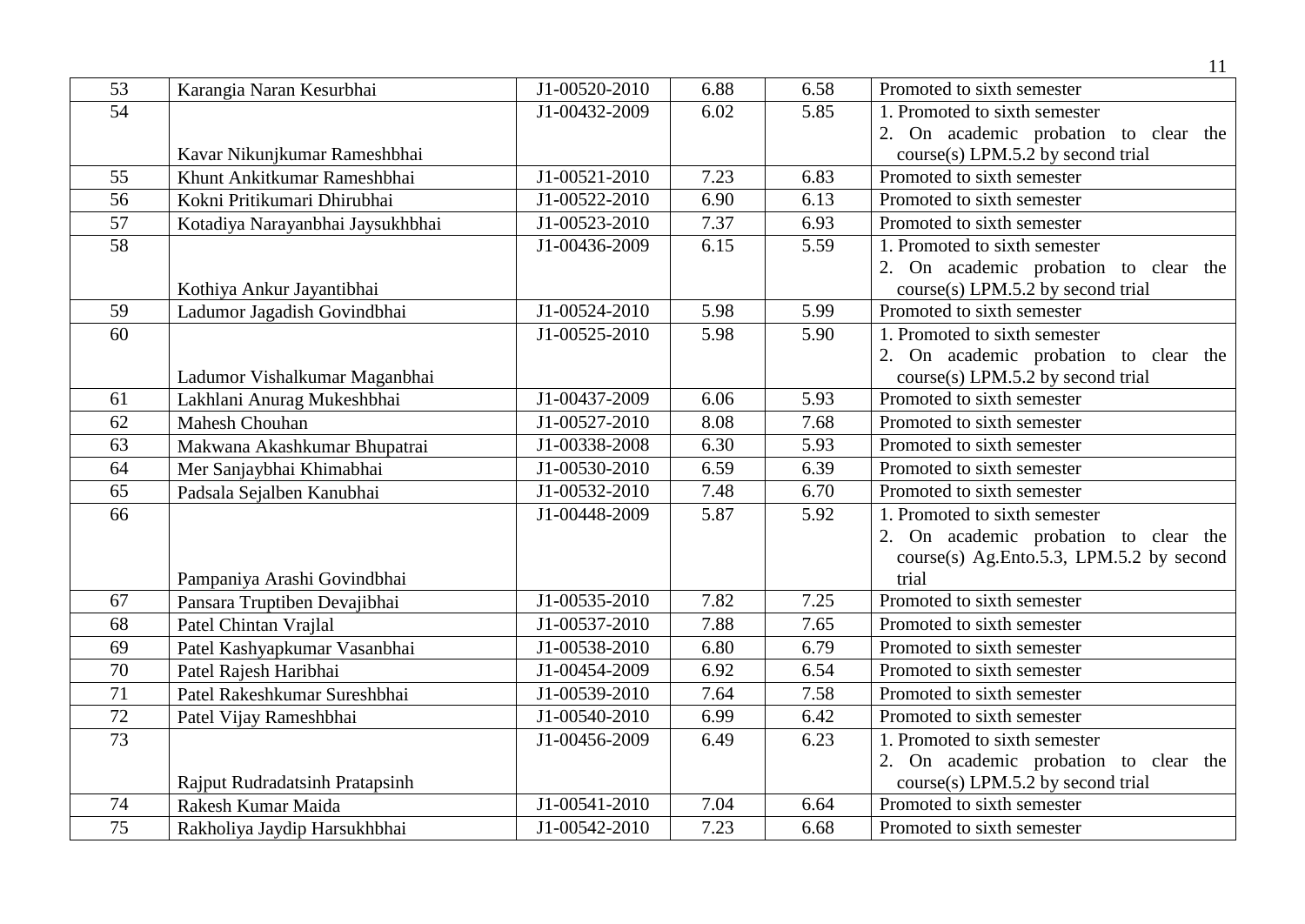| 53 | Karangia Naran Kesurbhai | J1-00520-2010 | 6.88 | 6.58 | Promoted to sixth semester |
|---|---|---|---|---|---|
| 54 | Kavar Nikunjkumar Rameshbhai | J1-00432-2009 | 6.02 | 5.85 | 1. Promoted to sixth semester 2. On academic probation to clear the course(s) LPM.5.2 by second trial |
| 55 | Khunt Ankitkumar Rameshbhai | J1-00521-2010 | 7.23 | 6.83 | Promoted to sixth semester |
| 56 | Kokni Pritikumari Dhirubhai | J1-00522-2010 | 6.90 | 6.13 | Promoted to sixth semester |
| 57 | Kotadiya Narayanbhai Jaysukhbhai | J1-00523-2010 | 7.37 | 6.93 | Promoted to sixth semester |
| 58 | Kothiya Ankur Jayantibhai | J1-00436-2009 | 6.15 | 5.59 | 1. Promoted to sixth semester 2. On academic probation to clear the course(s) LPM.5.2 by second trial |
| 59 | Ladumor Jagadish Govindbhai | J1-00524-2010 | 5.98 | 5.99 | Promoted to sixth semester |
| 60 | Ladumor Vishalkumar Maganbhai | J1-00525-2010 | 5.98 | 5.90 | 1. Promoted to sixth semester 2. On academic probation to clear the course(s) LPM.5.2 by second trial |
| 61 | Lakhlani Anurag Mukeshbhai | J1-00437-2009 | 6.06 | 5.93 | Promoted to sixth semester |
| 62 | Mahesh Chouhan | J1-00527-2010 | 8.08 | 7.68 | Promoted to sixth semester |
| 63 | Makwana Akashkumar Bhupatrai | J1-00338-2008 | 6.30 | 5.93 | Promoted to sixth semester |
| 64 | Mer Sanjaybhai Khimabhai | J1-00530-2010 | 6.59 | 6.39 | Promoted to sixth semester |
| 65 | Padsala Sejalben Kanubhai | J1-00532-2010 | 7.48 | 6.70 | Promoted to sixth semester |
| 66 | Pampaniya Arashi Govindbhai | J1-00448-2009 | 5.87 | 5.92 | 1. Promoted to sixth semester 2. On academic probation to clear the course(s) Ag.Ento.5.3, LPM.5.2 by second trial |
| 67 | Pansara Truptiben Devajibhai | J1-00535-2010 | 7.82 | 7.25 | Promoted to sixth semester |
| 68 | Patel Chintan Vrajlal | J1-00537-2010 | 7.88 | 7.65 | Promoted to sixth semester |
| 69 | Patel Kashyapkumar Vasanbhai | J1-00538-2010 | 6.80 | 6.79 | Promoted to sixth semester |
| 70 | Patel Rajesh Haribhai | J1-00454-2009 | 6.92 | 6.54 | Promoted to sixth semester |
| 71 | Patel Rakeshkumar Sureshbhai | J1-00539-2010 | 7.64 | 7.58 | Promoted to sixth semester |
| 72 | Patel Vijay Rameshbhai | J1-00540-2010 | 6.99 | 6.42 | Promoted to sixth semester |
| 73 | Rajput Rudradatsinh Pratapsinh | J1-00456-2009 | 6.49 | 6.23 | 1. Promoted to sixth semester 2. On academic probation to clear the course(s) LPM.5.2 by second trial |
| 74 | Rakesh Kumar Maida | J1-00541-2010 | 7.04 | 6.64 | Promoted to sixth semester |
| 75 | Rakholiya Jaydip Harsukhbhai | J1-00542-2010 | 7.23 | 6.68 | Promoted to sixth semester |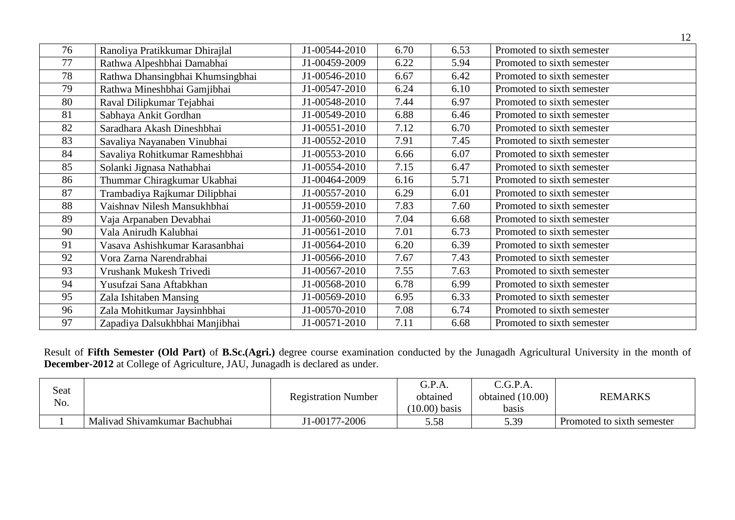| 76 | Ranoliya Pratikkumar Dhirajlal | J1-00544-2010 | 6.70 | 6.53 | Promoted to sixth semester |
|---|---|---|---|---|---|
| 77 | Rathwa Alpeshbhai Damabhai | J1-00459-2009 | 6.22 | 5.94 | Promoted to sixth semester |
| 78 | Rathwa Dhansingbhai Khumsingbhai | J1-00546-2010 | 6.67 | 6.42 | Promoted to sixth semester |
| 79 | Rathwa Mineshbhai Gamjibhai | J1-00547-2010 | 6.24 | 6.10 | Promoted to sixth semester |
| 80 | Raval Dilipkumar Tejabhai | J1-00548-2010 | 7.44 | 6.97 | Promoted to sixth semester |
| 81 | Sabhaya Ankit Gordhan | J1-00549-2010 | 6.88 | 6.46 | Promoted to sixth semester |
| 82 | Saradhara Akash Dineshbhai | J1-00551-2010 | 7.12 | 6.70 | Promoted to sixth semester |
| 83 | Savaliya Nayanaben Vinubhai | J1-00552-2010 | 7.91 | 7.45 | Promoted to sixth semester |
| 84 | Savaliya Rohitkumar Rameshbhai | J1-00553-2010 | 6.66 | 6.07 | Promoted to sixth semester |
| 85 | Solanki Jignasa Nathabhai | J1-00554-2010 | 7.15 | 6.47 | Promoted to sixth semester |
| 86 | Thummar Chiragkumar Ukabhai | J1-00464-2009 | 6.16 | 5.71 | Promoted to sixth semester |
| 87 | Trambadiya Rajkumar Dilipbhai | J1-00557-2010 | 6.29 | 6.01 | Promoted to sixth semester |
| 88 | Vaishnav Nilesh Mansukhbhai | J1-00559-2010 | 7.83 | 7.60 | Promoted to sixth semester |
| 89 | Vaja Arpanaben Devabhai | J1-00560-2010 | 7.04 | 6.68 | Promoted to sixth semester |
| 90 | Vala Anirudh Kalubhai | J1-00561-2010 | 7.01 | 6.73 | Promoted to sixth semester |
| 91 | Vasava Ashishkumar Karasanbhai | J1-00564-2010 | 6.20 | 6.39 | Promoted to sixth semester |
| 92 | Vora Zarna Narendrabhai | J1-00566-2010 | 7.67 | 7.43 | Promoted to sixth semester |
| 93 | Vrushank Mukesh Trivedi | J1-00567-2010 | 7.55 | 7.63 | Promoted to sixth semester |
| 94 | Yusufzai Sana Aftabkhan | J1-00568-2010 | 6.78 | 6.99 | Promoted to sixth semester |
| 95 | Zala Ishitaben Mansing | J1-00569-2010 | 6.95 | 6.33 | Promoted to sixth semester |
| 96 | Zala Mohitkumar Jaysinhbhai | J1-00570-2010 | 7.08 | 6.74 | Promoted to sixth semester |
| 97 | Zapadiya Dalsukhbhai Manjibhai | J1-00571-2010 | 7.11 | 6.68 | Promoted to sixth semester |

Result of **Fifth Semester (Old Part)** of **B.Sc.(Agri.)** degree course examination conducted by the Junagadh Agricultural University in the month of **December-2012** at College of Agriculture, JAU, Junagadh is declared as under.

| Seat No. | | Registration Number | G.P.A. obtained (10.00) basis | C.G.P.A. obtained (10.00) basis | REMARKS |
|---|---|---|---|---|---|
| 1 | Malivad Shivamkumar Bachubhai | J1-00177-2006 | 5.58 | 5.39 | Promoted to sixth semester |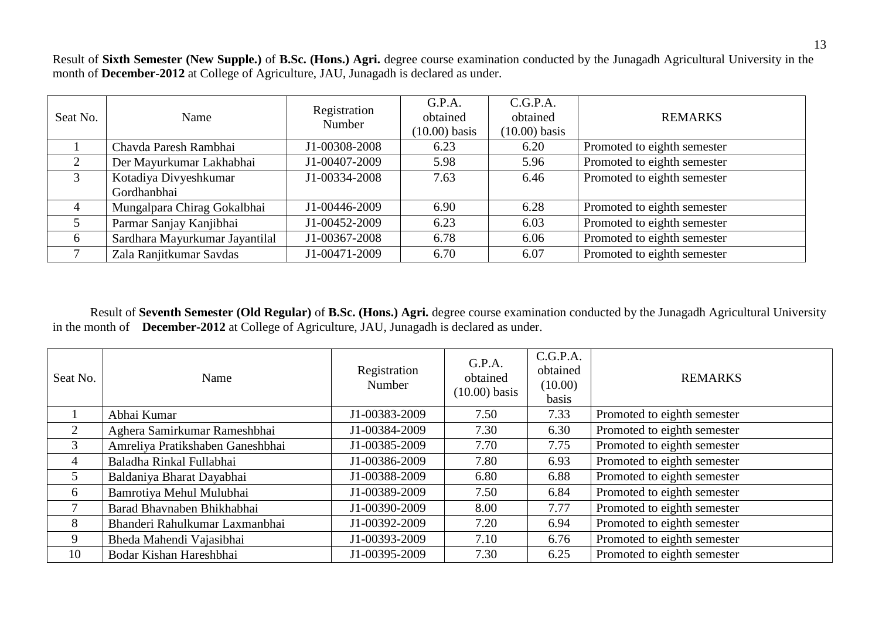Result of **Sixth Semester (New Supple.)** of **B.Sc. (Hons.) Agri.** degree course examination conducted by the Junagadh Agricultural University in the month of **December-2012** at College of Agriculture, JAU, Junagadh is declared as under.

| Seat No. | Name | Registration Number | G.P.A. obtained (10.00) basis | C.G.P.A. obtained (10.00) basis | REMARKS |
|---|---|---|---|---|---|
| 1 | Chavda Paresh Rambhai | J1-00308-2008 | 6.23 | 6.20 | Promoted to eighth semester |
| 2 | Der Mayurkumar Lakhabhai | J1-00407-2009 | 5.98 | 5.96 | Promoted to eighth semester |
| 3 | Kotadiya Divyeshkumar Gordhanbhai | J1-00334-2008 | 7.63 | 6.46 | Promoted to eighth semester |
| 4 | Mungalpara Chirag Gokalbhai | J1-00446-2009 | 6.90 | 6.28 | Promoted to eighth semester |
| 5 | Parmar Sanjay Kanjibhai | J1-00452-2009 | 6.23 | 6.03 | Promoted to eighth semester |
| 6 | Sardhara Mayurkumar Jayantilal | J1-00367-2008 | 6.78 | 6.06 | Promoted to eighth semester |
| 7 | Zala Ranjitkumar Savdas | J1-00471-2009 | 6.70 | 6.07 | Promoted to eighth semester |

Result of **Seventh Semester (Old Regular)** of **B.Sc. (Hons.) Agri.** degree course examination conducted by the Junagadh Agricultural University in the month of **December-2012** at College of Agriculture, JAU, Junagadh is declared as under.

| Seat No. | Name | Registration Number | G.P.A. obtained (10.00) basis | C.G.P.A. obtained (10.00) basis | REMARKS |
|---|---|---|---|---|---|
| 1 | Abhai Kumar | J1-00383-2009 | 7.50 | 7.33 | Promoted to eighth semester |
| 2 | Aghera Samirkumar Rameshbhai | J1-00384-2009 | 7.30 | 6.30 | Promoted to eighth semester |
| 3 | Amreliya Pratikshaben Ganeshbhai | J1-00385-2009 | 7.70 | 7.75 | Promoted to eighth semester |
| 4 | Baladha Rinkal Fullabhai | J1-00386-2009 | 7.80 | 6.93 | Promoted to eighth semester |
| 5 | Baldaniya Bharat Dayabhai | J1-00388-2009 | 6.80 | 6.88 | Promoted to eighth semester |
| 6 | Bamrotiya Mehul Mulubhai | J1-00389-2009 | 7.50 | 6.84 | Promoted to eighth semester |
| 7 | Barad Bhavnaben Bhikhabhai | J1-00390-2009 | 8.00 | 7.77 | Promoted to eighth semester |
| 8 | Bhanderi Rahulkumar Laxmanbhai | J1-00392-2009 | 7.20 | 6.94 | Promoted to eighth semester |
| 9 | Bheda Mahendi Vajasibhai | J1-00393-2009 | 7.10 | 6.76 | Promoted to eighth semester |
| 10 | Bodar Kishan Hareshbhai | J1-00395-2009 | 7.30 | 6.25 | Promoted to eighth semester |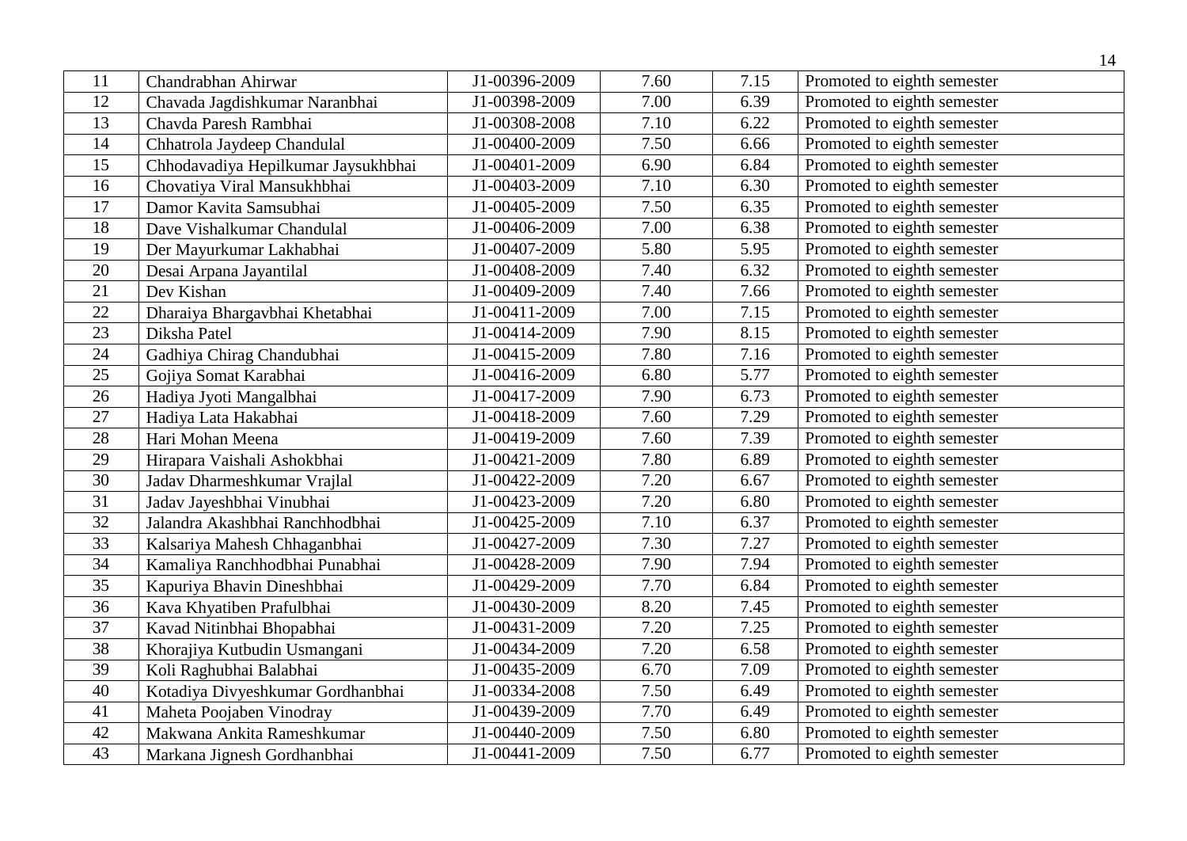| 11 | Chandrabhan Ahirwar | J1-00396-2009 | 7.60 | 7.15 | Promoted to eighth semester |
|---|---|---|---|---|---|
| 12 | Chavada Jagdishkumar Naranbhai | J1-00398-2009 | 7.00 | 6.39 | Promoted to eighth semester |
| 13 | Chavda Paresh Rambhai | J1-00308-2008 | 7.10 | 6.22 | Promoted to eighth semester |
| 14 | Chhatrola Jaydeep Chandulal | J1-00400-2009 | 7.50 | 6.66 | Promoted to eighth semester |
| 15 | Chhodavadiya Hepilkumar Jaysukhbhai | J1-00401-2009 | 6.90 | 6.84 | Promoted to eighth semester |
| 16 | Chovatiya Viral Mansukhbhai | J1-00403-2009 | 7.10 | 6.30 | Promoted to eighth semester |
| 17 | Damor Kavita Samsubhai | J1-00405-2009 | 7.50 | 6.35 | Promoted to eighth semester |
| 18 | Dave Vishalkumar Chandulal | J1-00406-2009 | 7.00 | 6.38 | Promoted to eighth semester |
| 19 | Der Mayurkumar Lakhabhai | J1-00407-2009 | 5.80 | 5.95 | Promoted to eighth semester |
| 20 | Desai Arpana Jayantilal | J1-00408-2009 | 7.40 | 6.32 | Promoted to eighth semester |
| 21 | Dev Kishan | J1-00409-2009 | 7.40 | 7.66 | Promoted to eighth semester |
| 22 | Dharaiya Bhargavbhai Khetabhai | J1-00411-2009 | 7.00 | 7.15 | Promoted to eighth semester |
| 23 | Diksha Patel | J1-00414-2009 | 7.90 | 8.15 | Promoted to eighth semester |
| 24 | Gadhiya Chirag Chandubhai | J1-00415-2009 | 7.80 | 7.16 | Promoted to eighth semester |
| 25 | Gojiya Somat Karabhai | J1-00416-2009 | 6.80 | 5.77 | Promoted to eighth semester |
| 26 | Hadiya Jyoti Mangalbhai | J1-00417-2009 | 7.90 | 6.73 | Promoted to eighth semester |
| 27 | Hadiya Lata Hakabhai | J1-00418-2009 | 7.60 | 7.29 | Promoted to eighth semester |
| 28 | Hari Mohan Meena | J1-00419-2009 | 7.60 | 7.39 | Promoted to eighth semester |
| 29 | Hirapara Vaishali Ashokbhai | J1-00421-2009 | 7.80 | 6.89 | Promoted to eighth semester |
| 30 | Jadav Dharmeshkumar Vrajlal | J1-00422-2009 | 7.20 | 6.67 | Promoted to eighth semester |
| 31 | Jadav Jayeshbhai Vinubhai | J1-00423-2009 | 7.20 | 6.80 | Promoted to eighth semester |
| 32 | Jalandra Akashbhai Ranchhodbhai | J1-00425-2009 | 7.10 | 6.37 | Promoted to eighth semester |
| 33 | Kalsariya Mahesh Chhaganbhai | J1-00427-2009 | 7.30 | 7.27 | Promoted to eighth semester |
| 34 | Kamaliya Ranchhodbhai Punabhai | J1-00428-2009 | 7.90 | 7.94 | Promoted to eighth semester |
| 35 | Kapuriya Bhavin Dineshbhai | J1-00429-2009 | 7.70 | 6.84 | Promoted to eighth semester |
| 36 | Kava Khyatiben Prafulbhai | J1-00430-2009 | 8.20 | 7.45 | Promoted to eighth semester |
| 37 | Kavad Nitinbhai Bhopabhai | J1-00431-2009 | 7.20 | 7.25 | Promoted to eighth semester |
| 38 | Khorajiya Kutbudin Usmangani | J1-00434-2009 | 7.20 | 6.58 | Promoted to eighth semester |
| 39 | Koli Raghubhai Balabhai | J1-00435-2009 | 6.70 | 7.09 | Promoted to eighth semester |
| 40 | Kotadiya Divyeshkumar Gordhanbhai | J1-00334-2008 | 7.50 | 6.49 | Promoted to eighth semester |
| 41 | Maheta Poojaben Vinodray | J1-00439-2009 | 7.70 | 6.49 | Promoted to eighth semester |
| 42 | Makwana Ankita Rameshkumar | J1-00440-2009 | 7.50 | 6.80 | Promoted to eighth semester |
| 43 | Markana Jignesh Gordhanbhai | J1-00441-2009 | 7.50 | 6.77 | Promoted to eighth semester |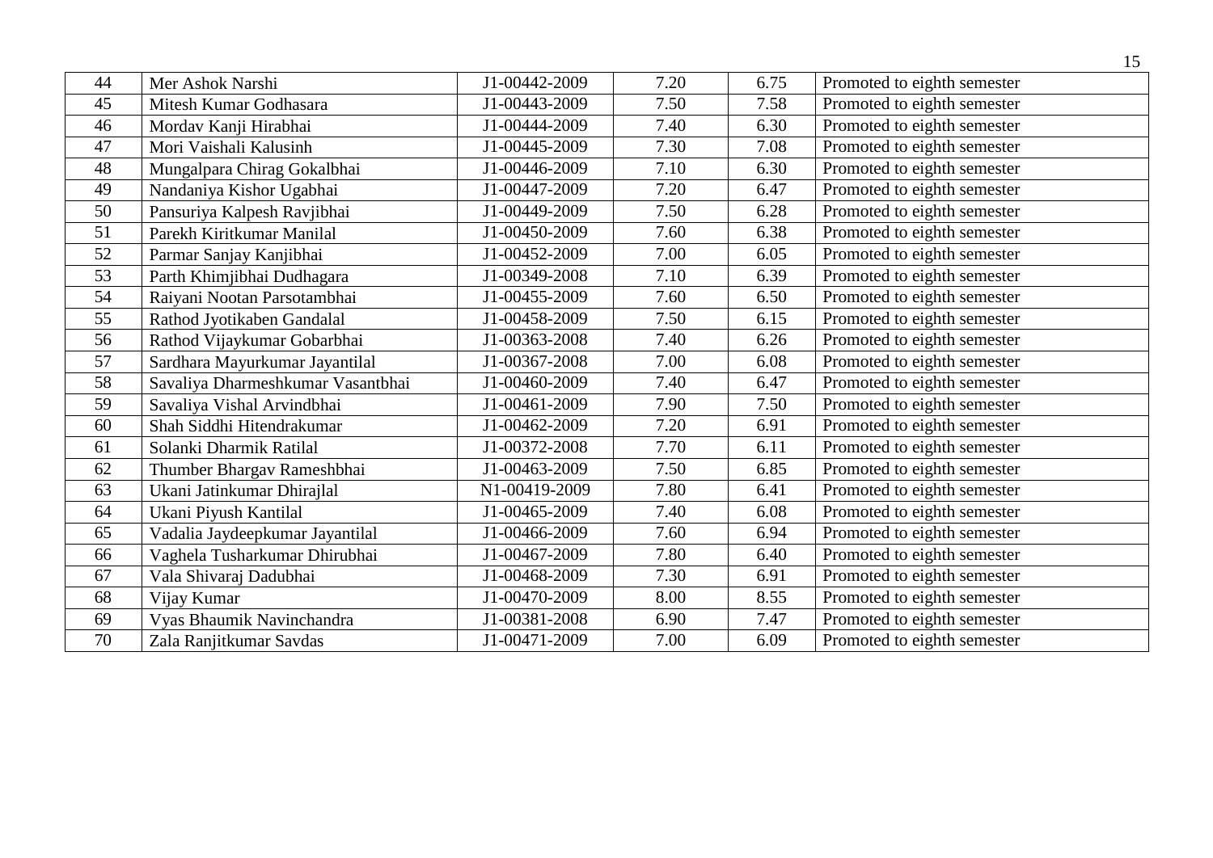| | | | | | |
|---|---|---|---|---|---|
| 44 | Mer Ashok Narshi | J1-00442-2009 | 7.20 | 6.75 | Promoted to eighth semester |
| 45 | Mitesh Kumar Godhasara | J1-00443-2009 | 7.50 | 7.58 | Promoted to eighth semester |
| 46 | Mordav Kanji Hirabhai | J1-00444-2009 | 7.40 | 6.30 | Promoted to eighth semester |
| 47 | Mori Vaishali Kalusinh | J1-00445-2009 | 7.30 | 7.08 | Promoted to eighth semester |
| 48 | Mungalpara Chirag Gokalbhai | J1-00446-2009 | 7.10 | 6.30 | Promoted to eighth semester |
| 49 | Nandaniya Kishor Ugabhai | J1-00447-2009 | 7.20 | 6.47 | Promoted to eighth semester |
| 50 | Pansuriya Kalpesh Ravjibhai | J1-00449-2009 | 7.50 | 6.28 | Promoted to eighth semester |
| 51 | Parekh Kiritkumar Manilal | J1-00450-2009 | 7.60 | 6.38 | Promoted to eighth semester |
| 52 | Parmar Sanjay Kanjibhai | J1-00452-2009 | 7.00 | 6.05 | Promoted to eighth semester |
| 53 | Parth Khimjibhai Dudhagara | J1-00349-2008 | 7.10 | 6.39 | Promoted to eighth semester |
| 54 | Raiyani Nootan Parsotambhai | J1-00455-2009 | 7.60 | 6.50 | Promoted to eighth semester |
| 55 | Rathod Jyotikaben Gandalal | J1-00458-2009 | 7.50 | 6.15 | Promoted to eighth semester |
| 56 | Rathod Vijaykumar Gobarbhai | J1-00363-2008 | 7.40 | 6.26 | Promoted to eighth semester |
| 57 | Sardhara Mayurkumar Jayantilal | J1-00367-2008 | 7.00 | 6.08 | Promoted to eighth semester |
| 58 | Savaliya Dharmeshkumar Vasantbhai | J1-00460-2009 | 7.40 | 6.47 | Promoted to eighth semester |
| 59 | Savaliya Vishal Arvindbhai | J1-00461-2009 | 7.90 | 7.50 | Promoted to eighth semester |
| 60 | Shah Siddhi Hitendrakumar | J1-00462-2009 | 7.20 | 6.91 | Promoted to eighth semester |
| 61 | Solanki Dharmik Ratilal | J1-00372-2008 | 7.70 | 6.11 | Promoted to eighth semester |
| 62 | Thumber Bhargav Rameshbhai | J1-00463-2009 | 7.50 | 6.85 | Promoted to eighth semester |
| 63 | Ukani Jatinkumar Dhirajlal | N1-00419-2009 | 7.80 | 6.41 | Promoted to eighth semester |
| 64 | Ukani Piyush Kantilal | J1-00465-2009 | 7.40 | 6.08 | Promoted to eighth semester |
| 65 | Vadalia Jaydeepkumar Jayantilal | J1-00466-2009 | 7.60 | 6.94 | Promoted to eighth semester |
| 66 | Vaghela Tusharkumar Dhirubhai | J1-00467-2009 | 7.80 | 6.40 | Promoted to eighth semester |
| 67 | Vala Shivaraj Dadubhai | J1-00468-2009 | 7.30 | 6.91 | Promoted to eighth semester |
| 68 | Vijay Kumar | J1-00470-2009 | 8.00 | 8.55 | Promoted to eighth semester |
| 69 | Vyas Bhaumik Navinchandra | J1-00381-2008 | 6.90 | 7.47 | Promoted to eighth semester |
| 70 | Zala Ranjitkumar Savdas | J1-00471-2009 | 7.00 | 6.09 | Promoted to eighth semester |